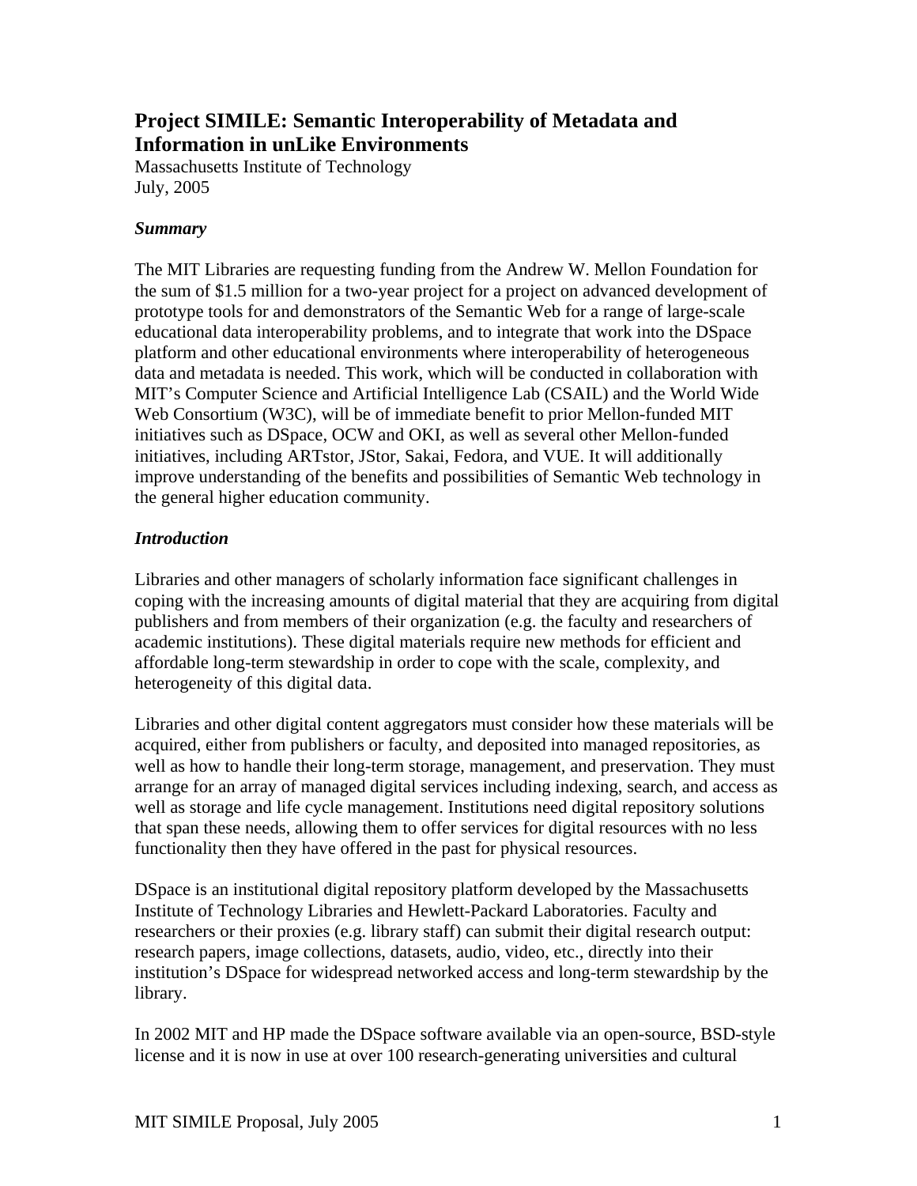# Project SIMILE: Semantic Interoperability of Metadata and Information in unLike Environments

Massachusetts Institute of Technology
July, 2005

### *Summary*

The MIT Libraries are requesting funding from the Andrew W. Mellon Foundation for the sum of $1.5 million for a two-year project for a project on advanced development of prototype tools for and demonstrators of the Semantic Web for a range of large-scale educational data interoperability problems, and to integrate that work into the DSpace platform and other educational environments where interoperability of heterogeneous data and metadata is needed. This work, which will be conducted in collaboration with MIT's Computer Science and Artificial Intelligence Lab (CSAIL) and the World Wide Web Consortium (W3C), will be of immediate benefit to prior Mellon-funded MIT initiatives such as DSpace, OCW and OKI, as well as several other Mellon-funded initiatives, including ARTstor, JStor, Sakai, Fedora, and VUE. It will additionally improve understanding of the benefits and possibilities of Semantic Web technology in the general higher education community.

### *Introduction*

Libraries and other managers of scholarly information face significant challenges in coping with the increasing amounts of digital material that they are acquiring from digital publishers and from members of their organization (e.g. the faculty and researchers of academic institutions). These digital materials require new methods for efficient and affordable long-term stewardship in order to cope with the scale, complexity, and heterogeneity of this digital data.

Libraries and other digital content aggregators must consider how these materials will be acquired, either from publishers or faculty, and deposited into managed repositories, as well as how to handle their long-term storage, management, and preservation. They must arrange for an array of managed digital services including indexing, search, and access as well as storage and life cycle management. Institutions need digital repository solutions that span these needs, allowing them to offer services for digital resources with no less functionality then they have offered in the past for physical resources.

DSpace is an institutional digital repository platform developed by the Massachusetts Institute of Technology Libraries and Hewlett-Packard Laboratories. Faculty and researchers or their proxies (e.g. library staff) can submit their digital research output: research papers, image collections, datasets, audio, video, etc., directly into their institution's DSpace for widespread networked access and long-term stewardship by the library.

In 2002 MIT and HP made the DSpace software available via an open-source, BSD-style license and it is now in use at over 100 research-generating universities and cultural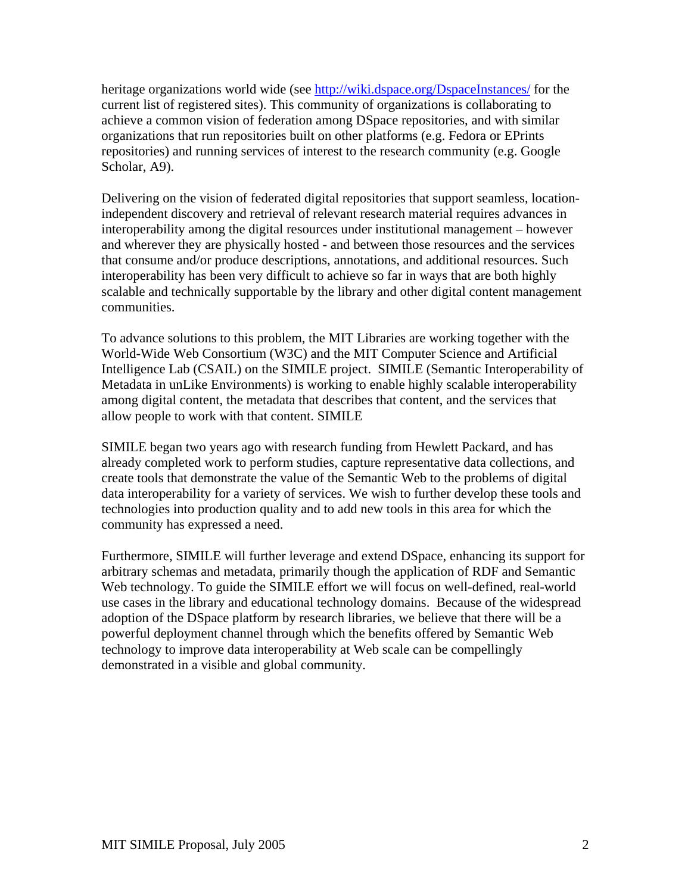heritage organizations world wide (see http://wiki.dspace.org/DspaceInstances/ for the current list of registered sites). This community of organizations is collaborating to achieve a common vision of federation among DSpace repositories, and with similar organizations that run repositories built on other platforms (e.g. Fedora or EPrints repositories) and running services of interest to the research community (e.g. Google Scholar, A9).

Delivering on the vision of federated digital repositories that support seamless, location-independent discovery and retrieval of relevant research material requires advances in interoperability among the digital resources under institutional management – however and wherever they are physically hosted - and between those resources and the services that consume and/or produce descriptions, annotations, and additional resources. Such interoperability has been very difficult to achieve so far in ways that are both highly scalable and technically supportable by the library and other digital content management communities.

To advance solutions to this problem, the MIT Libraries are working together with the World-Wide Web Consortium (W3C) and the MIT Computer Science and Artificial Intelligence Lab (CSAIL) on the SIMILE project. SIMILE (Semantic Interoperability of Metadata in unLike Environments) is working to enable highly scalable interoperability among digital content, the metadata that describes that content, and the services that allow people to work with that content. SIMILE

SIMILE began two years ago with research funding from Hewlett Packard, and has already completed work to perform studies, capture representative data collections, and create tools that demonstrate the value of the Semantic Web to the problems of digital data interoperability for a variety of services. We wish to further develop these tools and technologies into production quality and to add new tools in this area for which the community has expressed a need.

Furthermore, SIMILE will further leverage and extend DSpace, enhancing its support for arbitrary schemas and metadata, primarily though the application of RDF and Semantic Web technology. To guide the SIMILE effort we will focus on well-defined, real-world use cases in the library and educational technology domains. Because of the widespread adoption of the DSpace platform by research libraries, we believe that there will be a powerful deployment channel through which the benefits offered by Semantic Web technology to improve data interoperability at Web scale can be compellingly demonstrated in a visible and global community.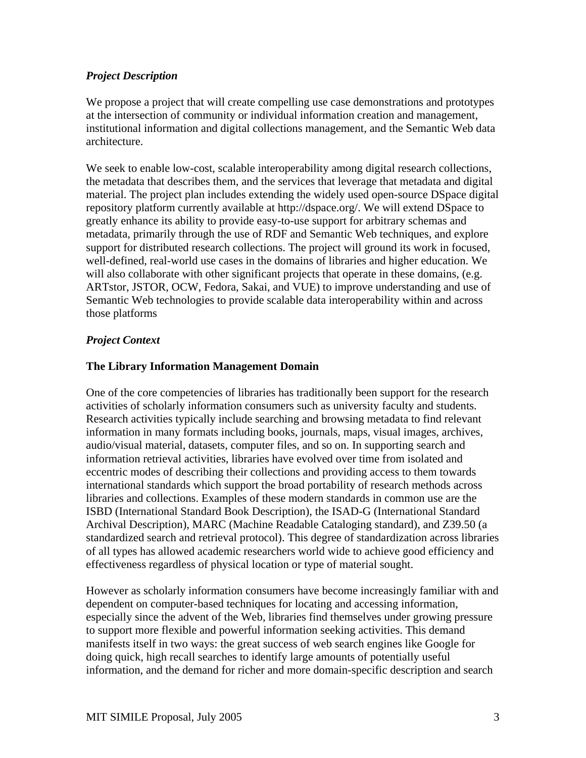*Project Description*

We propose a project that will create compelling use case demonstrations and prototypes at the intersection of community or individual information creation and management, institutional information and digital collections management, and the Semantic Web data architecture.

We seek to enable low-cost, scalable interoperability among digital research collections, the metadata that describes them, and the services that leverage that metadata and digital material. The project plan includes extending the widely used open-source DSpace digital repository platform currently available at http://dspace.org/. We will extend DSpace to greatly enhance its ability to provide easy-to-use support for arbitrary schemas and metadata, primarily through the use of RDF and Semantic Web techniques, and explore support for distributed research collections. The project will ground its work in focused, well-defined, real-world use cases in the domains of libraries and higher education. We will also collaborate with other significant projects that operate in these domains, (e.g. ARTstor, JSTOR, OCW, Fedora, Sakai, and VUE) to improve understanding and use of Semantic Web technologies to provide scalable data interoperability within and across those platforms

*Project Context*

**The Library Information Management Domain**

One of the core competencies of libraries has traditionally been support for the research activities of scholarly information consumers such as university faculty and students. Research activities typically include searching and browsing metadata to find relevant information in many formats including books, journals, maps, visual images, archives, audio/visual material, datasets, computer files, and so on. In supporting search and information retrieval activities, libraries have evolved over time from isolated and eccentric modes of describing their collections and providing access to them towards international standards which support the broad portability of research methods across libraries and collections. Examples of these modern standards in common use are the ISBD (International Standard Book Description), the ISAD-G (International Standard Archival Description), MARC (Machine Readable Cataloging standard), and Z39.50 (a standardized search and retrieval protocol). This degree of standardization across libraries of all types has allowed academic researchers world wide to achieve good efficiency and effectiveness regardless of physical location or type of material sought.

However as scholarly information consumers have become increasingly familiar with and dependent on computer-based techniques for locating and accessing information, especially since the advent of the Web, libraries find themselves under growing pressure to support more flexible and powerful information seeking activities. This demand manifests itself in two ways: the great success of web search engines like Google for doing quick, high recall searches to identify large amounts of potentially useful information, and the demand for richer and more domain-specific description and search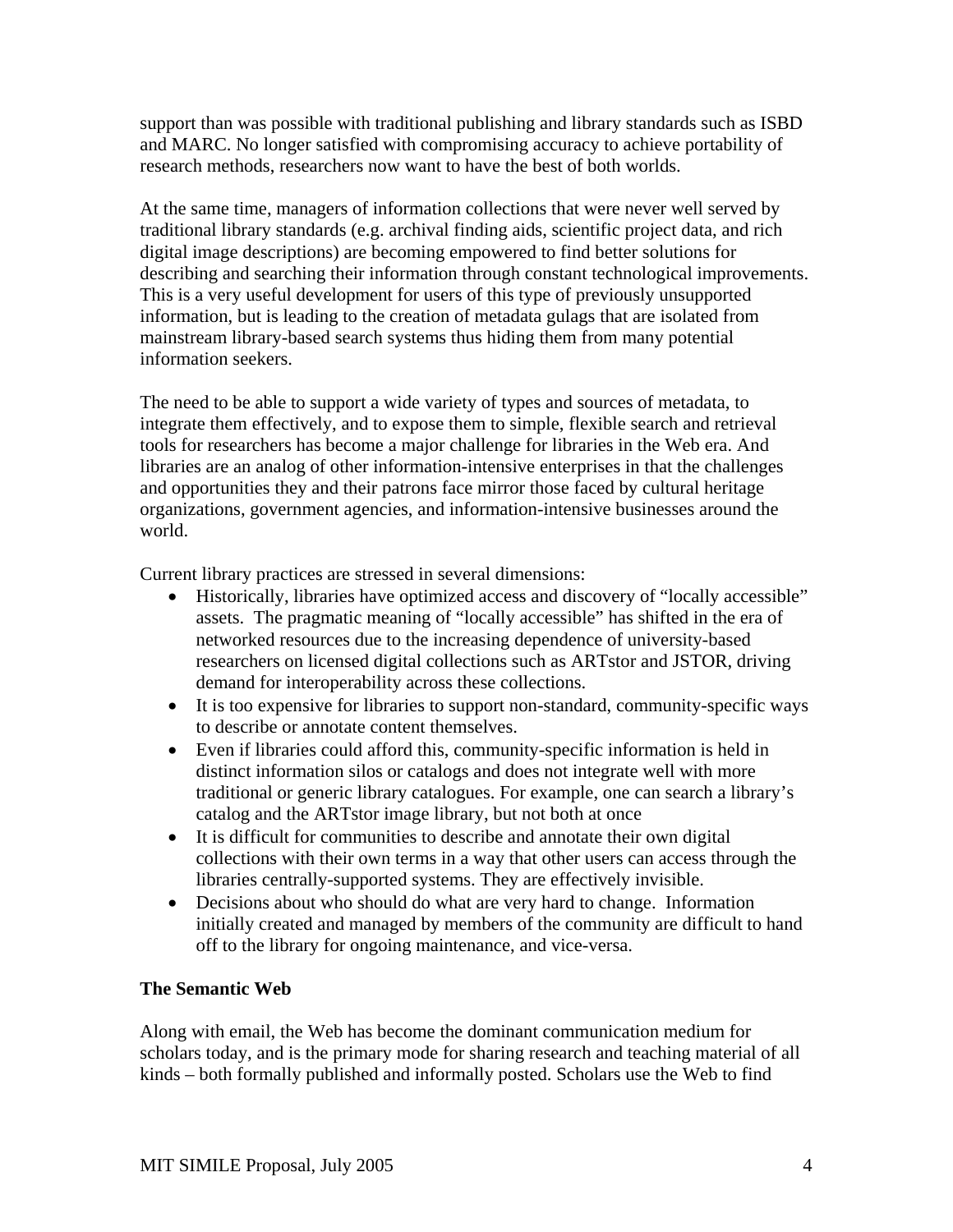support than was possible with traditional publishing and library standards such as ISBD and MARC. No longer satisfied with compromising accuracy to achieve portability of research methods, researchers now want to have the best of both worlds.

At the same time, managers of information collections that were never well served by traditional library standards (e.g. archival finding aids, scientific project data, and rich digital image descriptions) are becoming empowered to find better solutions for describing and searching their information through constant technological improvements. This is a very useful development for users of this type of previously unsupported information, but is leading to the creation of metadata gulags that are isolated from mainstream library-based search systems thus hiding them from many potential information seekers.

The need to be able to support a wide variety of types and sources of metadata, to integrate them effectively, and to expose them to simple, flexible search and retrieval tools for researchers has become a major challenge for libraries in the Web era. And libraries are an analog of other information-intensive enterprises in that the challenges and opportunities they and their patrons face mirror those faced by cultural heritage organizations, government agencies, and information-intensive businesses around the world.

Current library practices are stressed in several dimensions:

- Historically, libraries have optimized access and discovery of "locally accessible" assets. The pragmatic meaning of "locally accessible" has shifted in the era of networked resources due to the increasing dependence of university-based researchers on licensed digital collections such as ARTstor and JSTOR, driving demand for interoperability across these collections.
- It is too expensive for libraries to support non-standard, community-specific ways to describe or annotate content themselves.
- Even if libraries could afford this, community-specific information is held in distinct information silos or catalogs and does not integrate well with more traditional or generic library catalogues. For example, one can search a library's catalog and the ARTstor image library, but not both at once
- It is difficult for communities to describe and annotate their own digital collections with their own terms in a way that other users can access through the libraries centrally-supported systems. They are effectively invisible.
- Decisions about who should do what are very hard to change. Information initially created and managed by members of the community are difficult to hand off to the library for ongoing maintenance, and vice-versa.

**The Semantic Web**

Along with email, the Web has become the dominant communication medium for scholars today, and is the primary mode for sharing research and teaching material of all kinds – both formally published and informally posted. Scholars use the Web to find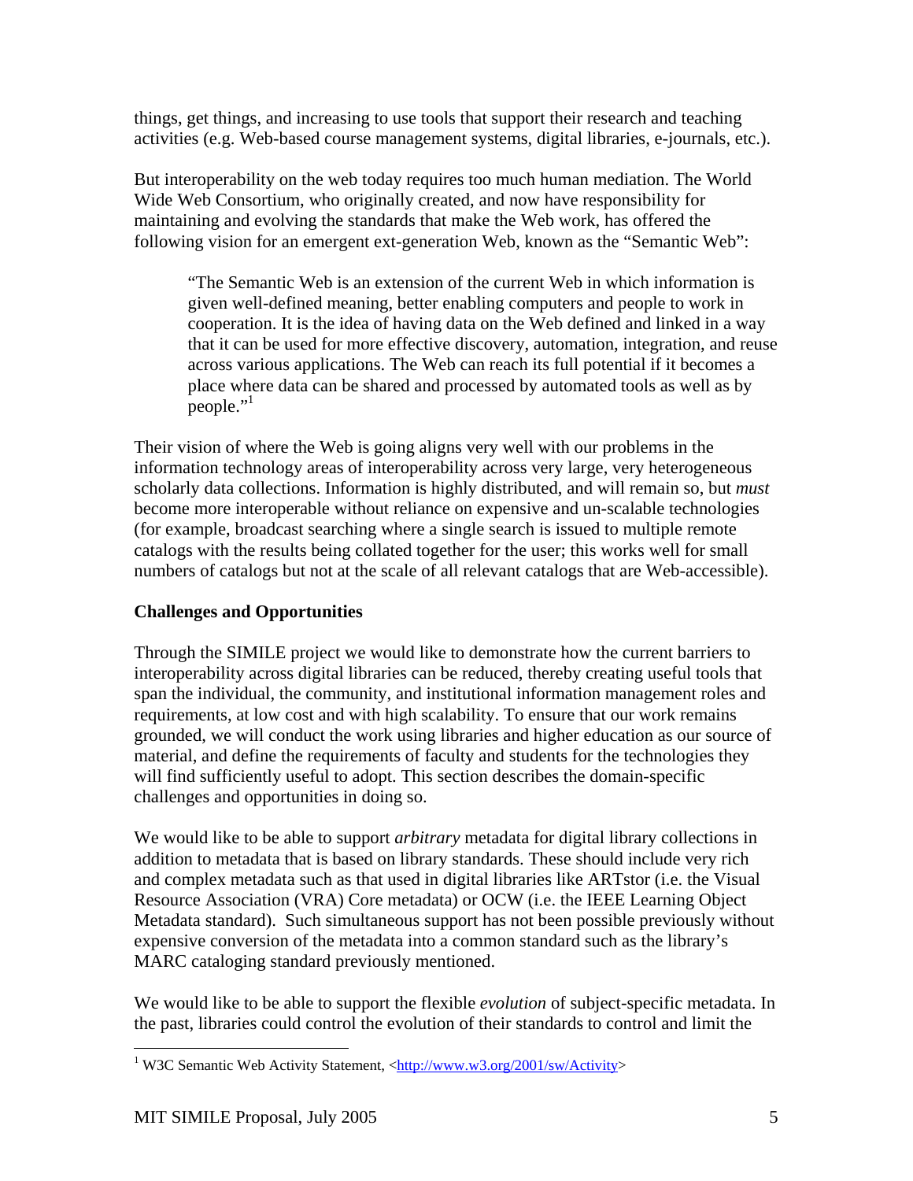things, get things, and increasing to use tools that support their research and teaching activities (e.g. Web-based course management systems, digital libraries, e-journals, etc.).

But interoperability on the web today requires too much human mediation. The World Wide Web Consortium, who originally created, and now have responsibility for maintaining and evolving the standards that make the Web work, has offered the following vision for an emergent ext-generation Web, known as the "Semantic Web":

> "The Semantic Web is an extension of the current Web in which information is given well-defined meaning, better enabling computers and people to work in cooperation. It is the idea of having data on the Web defined and linked in a way that it can be used for more effective discovery, automation, integration, and reuse across various applications. The Web can reach its full potential if it becomes a place where data can be shared and processed by automated tools as well as by people."[1]

Their vision of where the Web is going aligns very well with our problems in the information technology areas of interoperability across very large, very heterogeneous scholarly data collections. Information is highly distributed, and will remain so, but *must* become more interoperable without reliance on expensive and un-scalable technologies (for example, broadcast searching where a single search is issued to multiple remote catalogs with the results being collated together for the user; this works well for small numbers of catalogs but not at the scale of all relevant catalogs that are Web-accessible).

## Challenges and Opportunities

Through the SIMILE project we would like to demonstrate how the current barriers to interoperability across digital libraries can be reduced, thereby creating useful tools that span the individual, the community, and institutional information management roles and requirements, at low cost and with high scalability. To ensure that our work remains grounded, we will conduct the work using libraries and higher education as our source of material, and define the requirements of faculty and students for the technologies they will find sufficiently useful to adopt. This section describes the domain-specific challenges and opportunities in doing so.

We would like to be able to support *arbitrary* metadata for digital library collections in addition to metadata that is based on library standards. These should include very rich and complex metadata such as that used in digital libraries like ARTstor (i.e. the Visual Resource Association (VRA) Core metadata) or OCW (i.e. the IEEE Learning Object Metadata standard). Such simultaneous support has not been possible previously without expensive conversion of the metadata into a common standard such as the library's MARC cataloging standard previously mentioned.

We would like to be able to support the flexible *evolution* of subject-specific metadata. In the past, libraries could control the evolution of their standards to control and limit the

[1] W3C Semantic Web Activity Statement, <http://www.w3.org/2001/sw/Activity>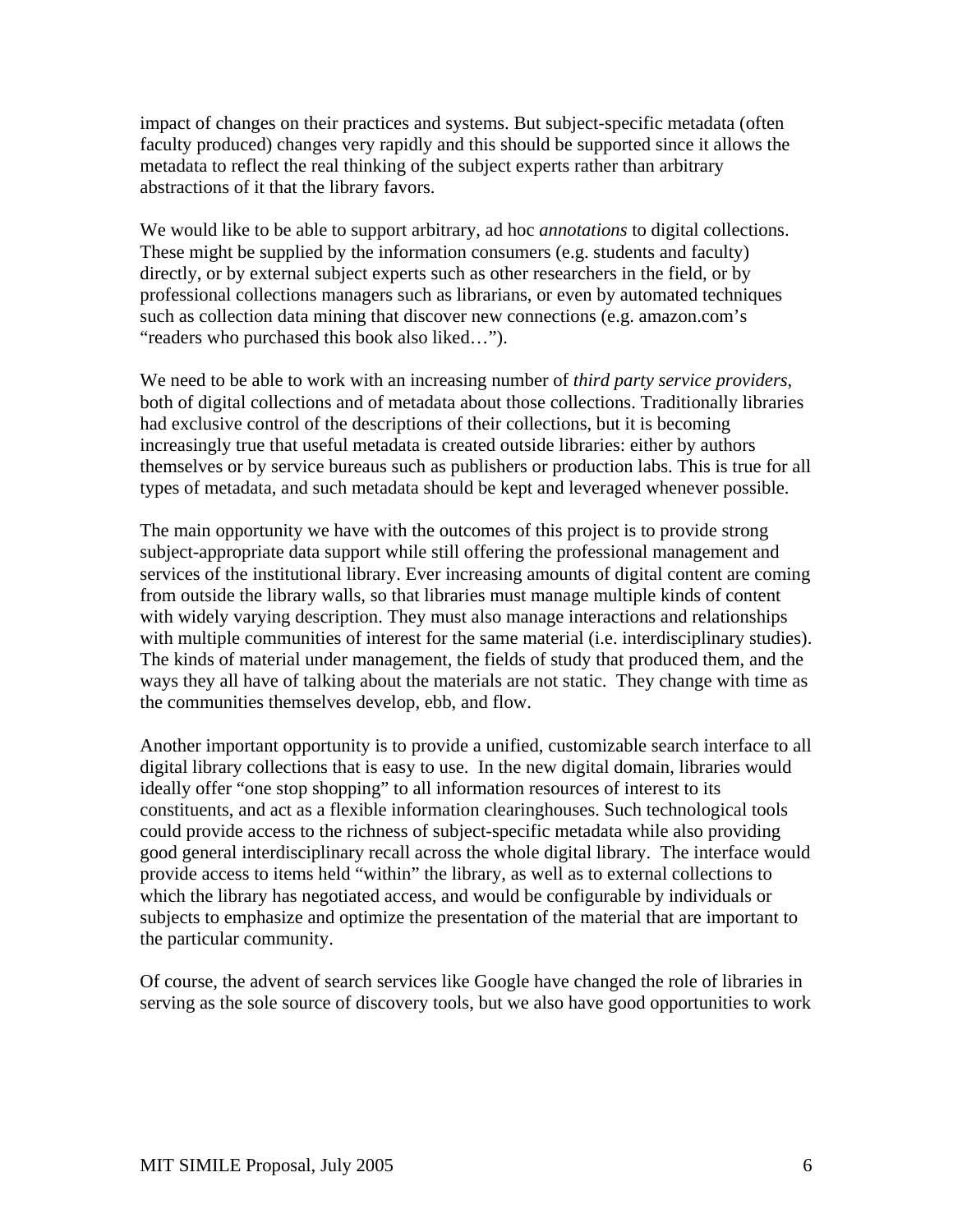impact of changes on their practices and systems. But subject-specific metadata (often faculty produced) changes very rapidly and this should be supported since it allows the metadata to reflect the real thinking of the subject experts rather than arbitrary abstractions of it that the library favors.

We would like to be able to support arbitrary, ad hoc *annotations* to digital collections. These might be supplied by the information consumers (e.g. students and faculty) directly, or by external subject experts such as other researchers in the field, or by professional collections managers such as librarians, or even by automated techniques such as collection data mining that discover new connections (e.g. amazon.com's "readers who purchased this book also liked…").

We need to be able to work with an increasing number of *third party service providers*, both of digital collections and of metadata about those collections. Traditionally libraries had exclusive control of the descriptions of their collections, but it is becoming increasingly true that useful metadata is created outside libraries: either by authors themselves or by service bureaus such as publishers or production labs. This is true for all types of metadata, and such metadata should be kept and leveraged whenever possible.

The main opportunity we have with the outcomes of this project is to provide strong subject-appropriate data support while still offering the professional management and services of the institutional library. Ever increasing amounts of digital content are coming from outside the library walls, so that libraries must manage multiple kinds of content with widely varying description. They must also manage interactions and relationships with multiple communities of interest for the same material (i.e. interdisciplinary studies). The kinds of material under management, the fields of study that produced them, and the ways they all have of talking about the materials are not static. They change with time as the communities themselves develop, ebb, and flow.

Another important opportunity is to provide a unified, customizable search interface to all digital library collections that is easy to use. In the new digital domain, libraries would ideally offer "one stop shopping" to all information resources of interest to its constituents, and act as a flexible information clearinghouses. Such technological tools could provide access to the richness of subject-specific metadata while also providing good general interdisciplinary recall across the whole digital library. The interface would provide access to items held "within" the library, as well as to external collections to which the library has negotiated access, and would be configurable by individuals or subjects to emphasize and optimize the presentation of the material that are important to the particular community.

Of course, the advent of search services like Google have changed the role of libraries in serving as the sole source of discovery tools, but we also have good opportunities to work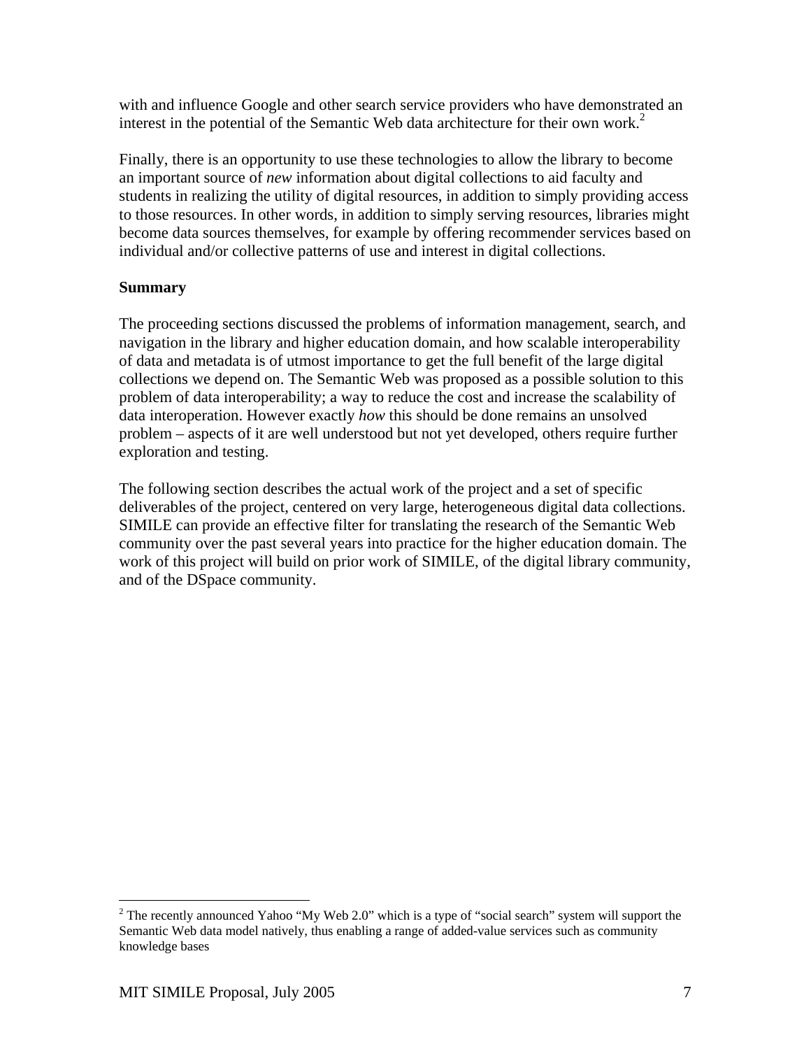with and influence Google and other search service providers who have demonstrated an interest in the potential of the Semantic Web data architecture for their own work.[2]

Finally, there is an opportunity to use these technologies to allow the library to become an important source of *new* information about digital collections to aid faculty and students in realizing the utility of digital resources, in addition to simply providing access to those resources. In other words, in addition to simply serving resources, libraries might become data sources themselves, for example by offering recommender services based on individual and/or collective patterns of use and interest in digital collections.

**Summary**

The proceeding sections discussed the problems of information management, search, and navigation in the library and higher education domain, and how scalable interoperability of data and metadata is of utmost importance to get the full benefit of the large digital collections we depend on. The Semantic Web was proposed as a possible solution to this problem of data interoperability; a way to reduce the cost and increase the scalability of data interoperation. However exactly *how* this should be done remains an unsolved problem – aspects of it are well understood but not yet developed, others require further exploration and testing.

The following section describes the actual work of the project and a set of specific deliverables of the project, centered on very large, heterogeneous digital data collections. SIMILE can provide an effective filter for translating the research of the Semantic Web community over the past several years into practice for the higher education domain. The work of this project will build on prior work of SIMILE, of the digital library community, and of the DSpace community.

---

[2] The recently announced Yahoo "My Web 2.0" which is a type of "social search" system will support the Semantic Web data model natively, thus enabling a range of added-value services such as community knowledge bases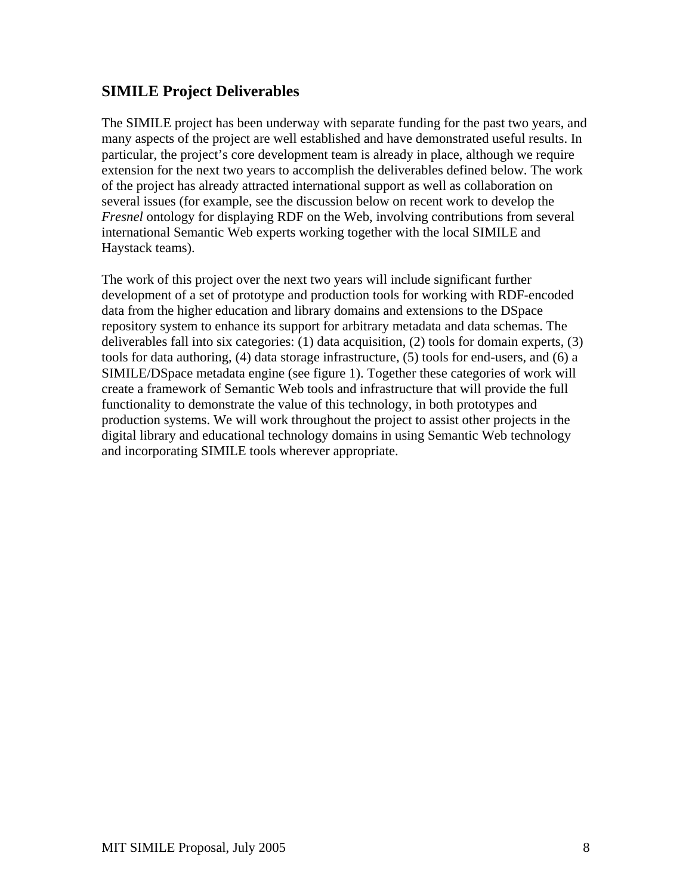## SIMILE Project Deliverables

The SIMILE project has been underway with separate funding for the past two years, and many aspects of the project are well established and have demonstrated useful results. In particular, the project's core development team is already in place, although we require extension for the next two years to accomplish the deliverables defined below. The work of the project has already attracted international support as well as collaboration on several issues (for example, see the discussion below on recent work to develop the *Fresnel* ontology for displaying RDF on the Web, involving contributions from several international Semantic Web experts working together with the local SIMILE and Haystack teams).

The work of this project over the next two years will include significant further development of a set of prototype and production tools for working with RDF-encoded data from the higher education and library domains and extensions to the DSpace repository system to enhance its support for arbitrary metadata and data schemas. The deliverables fall into six categories: (1) data acquisition, (2) tools for domain experts, (3) tools for data authoring, (4) data storage infrastructure, (5) tools for end-users, and (6) a SIMILE/DSpace metadata engine (see figure 1). Together these categories of work will create a framework of Semantic Web tools and infrastructure that will provide the full functionality to demonstrate the value of this technology, in both prototypes and production systems. We will work throughout the project to assist other projects in the digital library and educational technology domains in using Semantic Web technology and incorporating SIMILE tools wherever appropriate.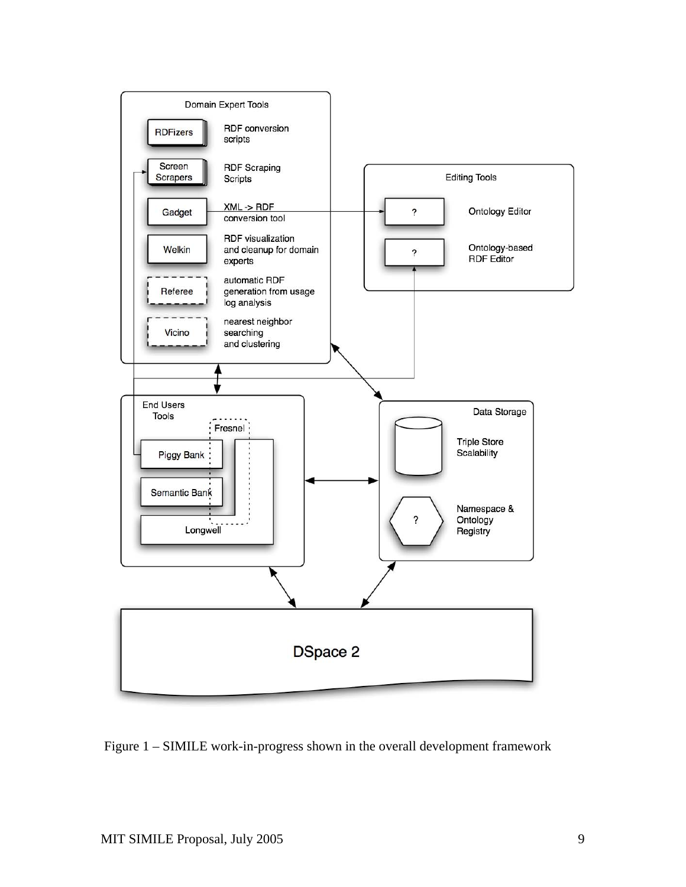Figure 1 – SIMILE work-in-progress shown in the overall development framework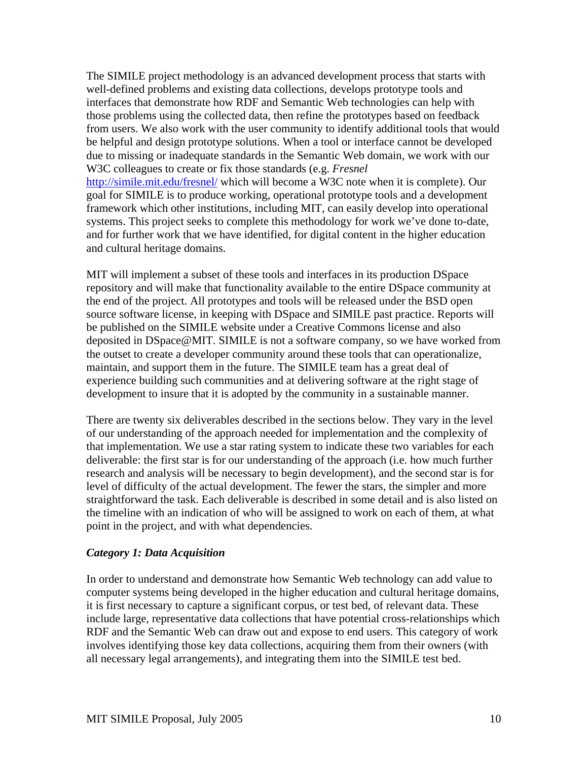The SIMILE project methodology is an advanced development process that starts with well-defined problems and existing data collections, develops prototype tools and interfaces that demonstrate how RDF and Semantic Web technologies can help with those problems using the collected data, then refine the prototypes based on feedback from users. We also work with the user community to identify additional tools that would be helpful and design prototype solutions. When a tool or interface cannot be developed due to missing or inadequate standards in the Semantic Web domain, we work with our W3C colleagues to create or fix those standards (e.g. *Fresnel* http://simile.mit.edu/fresnel/ which will become a W3C note when it is complete). Our goal for SIMILE is to produce working, operational prototype tools and a development framework which other institutions, including MIT, can easily develop into operational systems. This project seeks to complete this methodology for work we've done to-date, and for further work that we have identified, for digital content in the higher education and cultural heritage domains.

MIT will implement a subset of these tools and interfaces in its production DSpace repository and will make that functionality available to the entire DSpace community at the end of the project. All prototypes and tools will be released under the BSD open source software license, in keeping with DSpace and SIMILE past practice. Reports will be published on the SIMILE website under a Creative Commons license and also deposited in DSpace@MIT. SIMILE is not a software company, so we have worked from the outset to create a developer community around these tools that can operationalize, maintain, and support them in the future. The SIMILE team has a great deal of experience building such communities and at delivering software at the right stage of development to insure that it is adopted by the community in a sustainable manner.

There are twenty six deliverables described in the sections below. They vary in the level of our understanding of the approach needed for implementation and the complexity of that implementation. We use a star rating system to indicate these two variables for each deliverable: the first star is for our understanding of the approach (i.e. how much further research and analysis will be necessary to begin development), and the second star is for level of difficulty of the actual development. The fewer the stars, the simpler and more straightforward the task. Each deliverable is described in some detail and is also listed on the timeline with an indication of who will be assigned to work on each of them, at what point in the project, and with what dependencies.

### *Category 1: Data Acquisition*

In order to understand and demonstrate how Semantic Web technology can add value to computer systems being developed in the higher education and cultural heritage domains, it is first necessary to capture a significant corpus, or test bed, of relevant data. These include large, representative data collections that have potential cross-relationships which RDF and the Semantic Web can draw out and expose to end users. This category of work involves identifying those key data collections, acquiring them from their owners (with all necessary legal arrangements), and integrating them into the SIMILE test bed.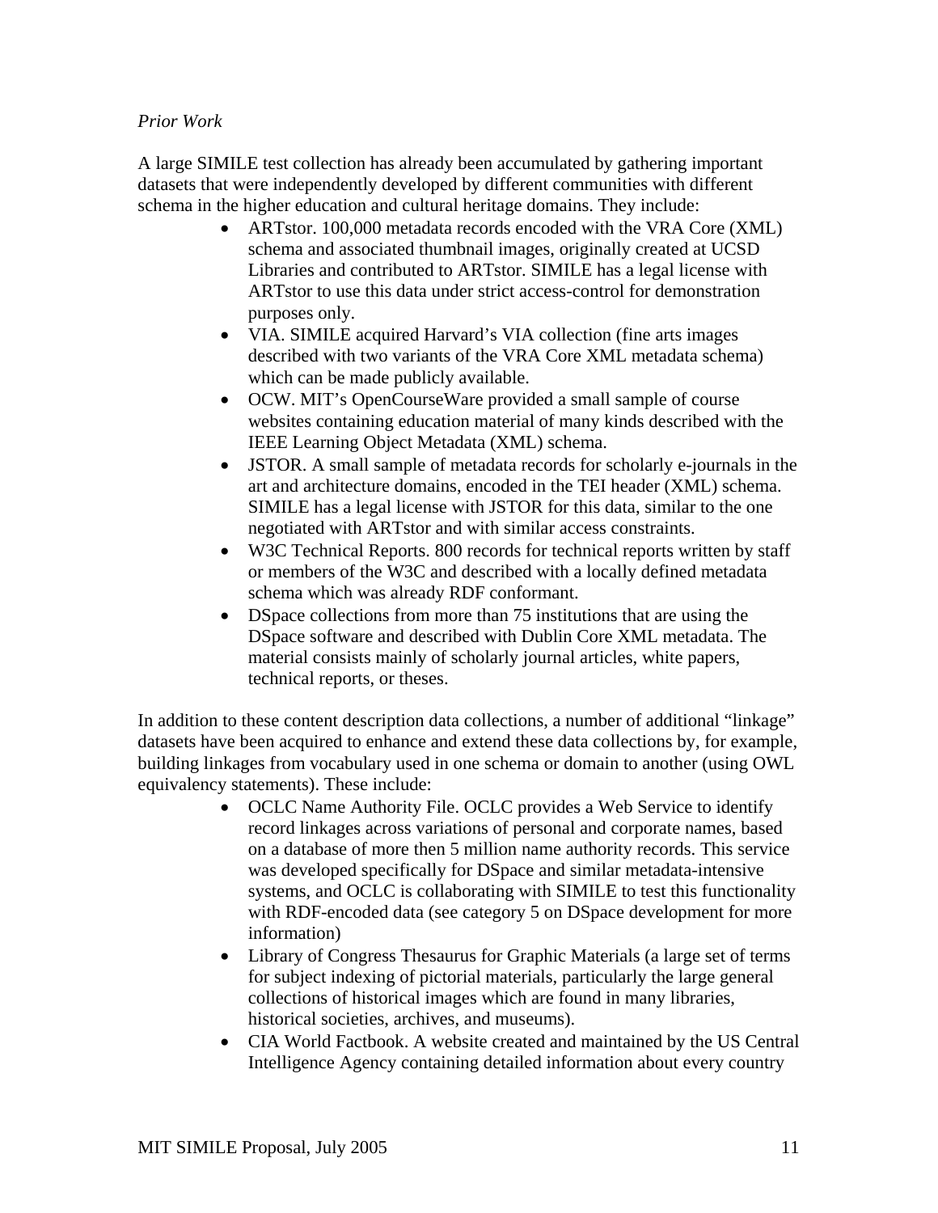*Prior Work*

A large SIMILE test collection has already been accumulated by gathering important datasets that were independently developed by different communities with different schema in the higher education and cultural heritage domains. They include:

- ARTstor. 100,000 metadata records encoded with the VRA Core (XML) schema and associated thumbnail images, originally created at UCSD Libraries and contributed to ARTstor. SIMILE has a legal license with ARTstor to use this data under strict access-control for demonstration purposes only.
- VIA. SIMILE acquired Harvard's VIA collection (fine arts images described with two variants of the VRA Core XML metadata schema) which can be made publicly available.
- OCW. MIT's OpenCourseWare provided a small sample of course websites containing education material of many kinds described with the IEEE Learning Object Metadata (XML) schema.
- JSTOR. A small sample of metadata records for scholarly e-journals in the art and architecture domains, encoded in the TEI header (XML) schema. SIMILE has a legal license with JSTOR for this data, similar to the one negotiated with ARTstor and with similar access constraints.
- W3C Technical Reports. 800 records for technical reports written by staff or members of the W3C and described with a locally defined metadata schema which was already RDF conformant.
- DSpace collections from more than 75 institutions that are using the DSpace software and described with Dublin Core XML metadata. The material consists mainly of scholarly journal articles, white papers, technical reports, or theses.

In addition to these content description data collections, a number of additional "linkage" datasets have been acquired to enhance and extend these data collections by, for example, building linkages from vocabulary used in one schema or domain to another (using OWL equivalency statements). These include:

- OCLC Name Authority File. OCLC provides a Web Service to identify record linkages across variations of personal and corporate names, based on a database of more then 5 million name authority records. This service was developed specifically for DSpace and similar metadata-intensive systems, and OCLC is collaborating with SIMILE to test this functionality with RDF-encoded data (see category 5 on DSpace development for more information)
- Library of Congress Thesaurus for Graphic Materials (a large set of terms for subject indexing of pictorial materials, particularly the large general collections of historical images which are found in many libraries, historical societies, archives, and museums).
- CIA World Factbook. A website created and maintained by the US Central Intelligence Agency containing detailed information about every country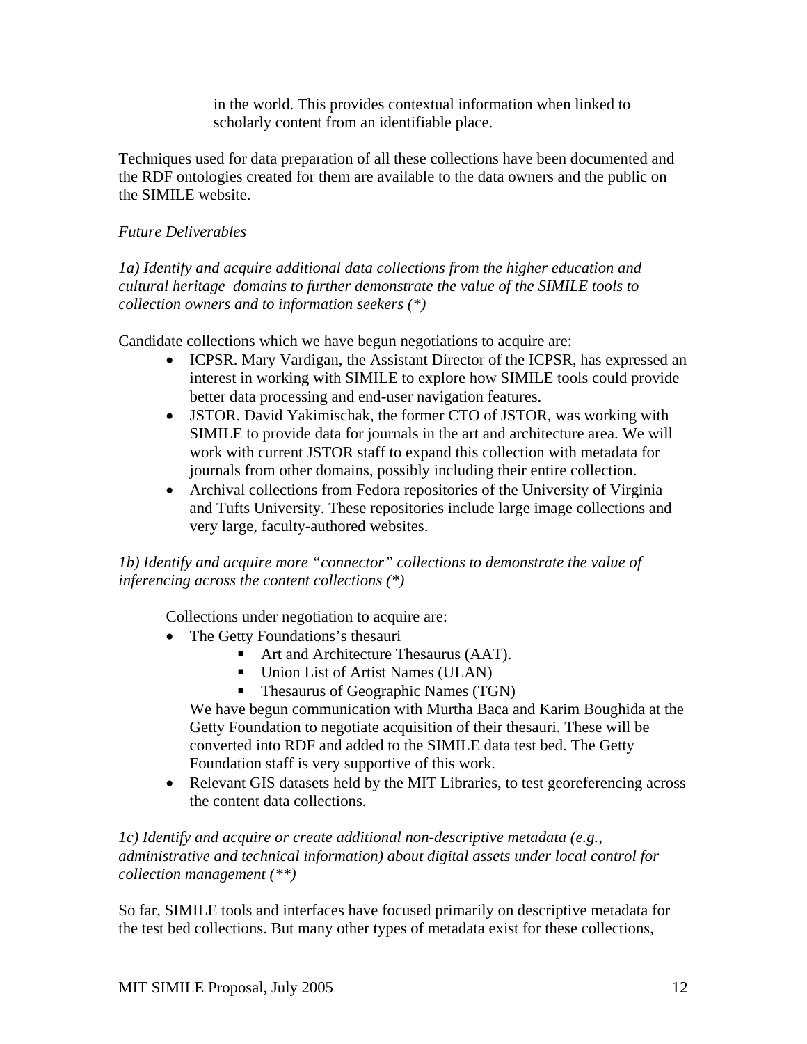in the world. This provides contextual information when linked to scholarly content from an identifiable place.

Techniques used for data preparation of all these collections have been documented and the RDF ontologies created for them are available to the data owners and the public on the SIMILE website.

*Future Deliverables*

*1a) Identify and acquire additional data collections from the higher education and cultural heritage domains to further demonstrate the value of the SIMILE tools to collection owners and to information seekers (*)*

Candidate collections which we have begun negotiations to acquire are:

- ICPSR. Mary Vardigan, the Assistant Director of the ICPSR, has expressed an interest in working with SIMILE to explore how SIMILE tools could provide better data processing and end-user navigation features.
- JSTOR. David Yakimischak, the former CTO of JSTOR, was working with SIMILE to provide data for journals in the art and architecture area. We will work with current JSTOR staff to expand this collection with metadata for journals from other domains, possibly including their entire collection.
- Archival collections from Fedora repositories of the University of Virginia and Tufts University. These repositories include large image collections and very large, faculty-authored websites.

*1b) Identify and acquire more "connector" collections to demonstrate the value of inferencing across the content collections (*)*

Collections under negotiation to acquire are:

- The Getty Foundations's thesauri
  - Art and Architecture Thesaurus (AAT).
  - Union List of Artist Names (ULAN)
  - Thesaurus of Geographic Names (TGN)

  We have begun communication with Murtha Baca and Karim Boughida at the Getty Foundation to negotiate acquisition of their thesauri. These will be converted into RDF and added to the SIMILE data test bed. The Getty Foundation staff is very supportive of this work.
- Relevant GIS datasets held by the MIT Libraries, to test georeferencing across the content data collections.

*1c) Identify and acquire or create additional non-descriptive metadata (e.g., administrative and technical information) about digital assets under local control for collection management (**)*

So far, SIMILE tools and interfaces have focused primarily on descriptive metadata for the test bed collections. But many other types of metadata exist for these collections,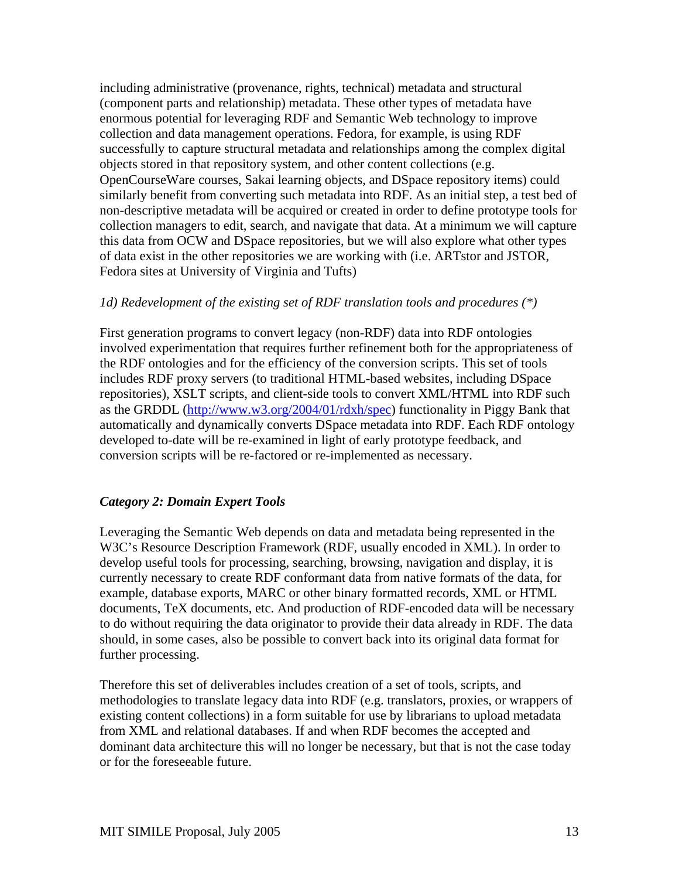including administrative (provenance, rights, technical) metadata and structural (component parts and relationship) metadata. These other types of metadata have enormous potential for leveraging RDF and Semantic Web technology to improve collection and data management operations. Fedora, for example, is using RDF successfully to capture structural metadata and relationships among the complex digital objects stored in that repository system, and other content collections (e.g. OpenCourseWare courses, Sakai learning objects, and DSpace repository items) could similarly benefit from converting such metadata into RDF. As an initial step, a test bed of non-descriptive metadata will be acquired or created in order to define prototype tools for collection managers to edit, search, and navigate that data. At a minimum we will capture this data from OCW and DSpace repositories, but we will also explore what other types of data exist in the other repositories we are working with (i.e. ARTstor and JSTOR, Fedora sites at University of Virginia and Tufts)

*1d) Redevelopment of the existing set of RDF translation tools and procedures (*)*

First generation programs to convert legacy (non-RDF) data into RDF ontologies involved experimentation that requires further refinement both for the appropriateness of the RDF ontologies and for the efficiency of the conversion scripts. This set of tools includes RDF proxy servers (to traditional HTML-based websites, including DSpace repositories), XSLT scripts, and client-side tools to convert XML/HTML into RDF such as the GRDDL (http://www.w3.org/2004/01/rdxh/spec) functionality in Piggy Bank that automatically and dynamically converts DSpace metadata into RDF. Each RDF ontology developed to-date will be re-examined in light of early prototype feedback, and conversion scripts will be re-factored or re-implemented as necessary.

***Category 2: Domain Expert Tools***

Leveraging the Semantic Web depends on data and metadata being represented in the W3C's Resource Description Framework (RDF, usually encoded in XML). In order to develop useful tools for processing, searching, browsing, navigation and display, it is currently necessary to create RDF conformant data from native formats of the data, for example, database exports, MARC or other binary formatted records, XML or HTML documents, TeX documents, etc. And production of RDF-encoded data will be necessary to do without requiring the data originator to provide their data already in RDF. The data should, in some cases, also be possible to convert back into its original data format for further processing.

Therefore this set of deliverables includes creation of a set of tools, scripts, and methodologies to translate legacy data into RDF (e.g. translators, proxies, or wrappers of existing content collections) in a form suitable for use by librarians to upload metadata from XML and relational databases. If and when RDF becomes the accepted and dominant data architecture this will no longer be necessary, but that is not the case today or for the foreseeable future.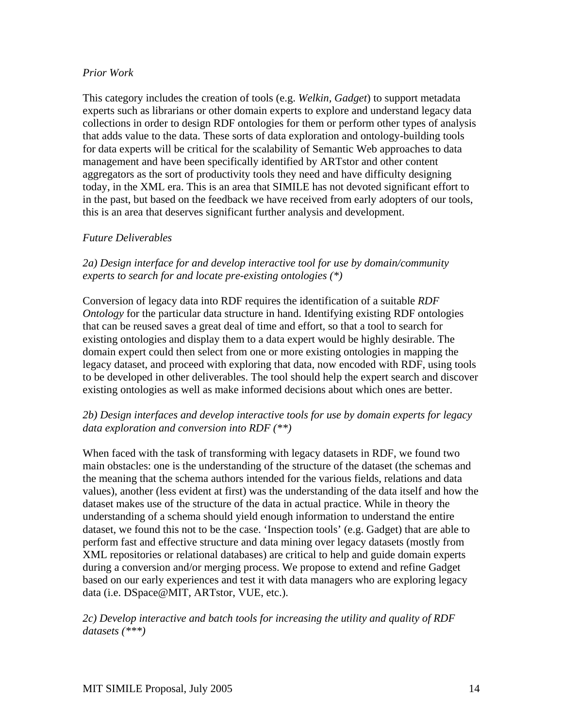*Prior Work*

This category includes the creation of tools (e.g. *Welkin, Gadget*) to support metadata experts such as librarians or other domain experts to explore and understand legacy data collections in order to design RDF ontologies for them or perform other types of analysis that adds value to the data. These sorts of data exploration and ontology-building tools for data experts will be critical for the scalability of Semantic Web approaches to data management and have been specifically identified by ARTstor and other content aggregators as the sort of productivity tools they need and have difficulty designing today, in the XML era. This is an area that SIMILE has not devoted significant effort to in the past, but based on the feedback we have received from early adopters of our tools, this is an area that deserves significant further analysis and development.

*Future Deliverables*

*2a) Design interface for and develop interactive tool for use by domain/community experts to search for and locate pre-existing ontologies (*)*

Conversion of legacy data into RDF requires the identification of a suitable *RDF Ontology* for the particular data structure in hand. Identifying existing RDF ontologies that can be reused saves a great deal of time and effort, so that a tool to search for existing ontologies and display them to a data expert would be highly desirable. The domain expert could then select from one or more existing ontologies in mapping the legacy dataset, and proceed with exploring that data, now encoded with RDF, using tools to be developed in other deliverables. The tool should help the expert search and discover existing ontologies as well as make informed decisions about which ones are better.

*2b) Design interfaces and develop interactive tools for use by domain experts for legacy data exploration and conversion into RDF (**)*

When faced with the task of transforming with legacy datasets in RDF, we found two main obstacles: one is the understanding of the structure of the dataset (the schemas and the meaning that the schema authors intended for the various fields, relations and data values), another (less evident at first) was the understanding of the data itself and how the dataset makes use of the structure of the data in actual practice. While in theory the understanding of a schema should yield enough information to understand the entire dataset, we found this not to be the case. 'Inspection tools' (e.g. Gadget) that are able to perform fast and effective structure and data mining over legacy datasets (mostly from XML repositories or relational databases) are critical to help and guide domain experts during a conversion and/or merging process. We propose to extend and refine Gadget based on our early experiences and test it with data managers who are exploring legacy data (i.e. DSpace@MIT, ARTstor, VUE, etc.).

*2c) Develop interactive and batch tools for increasing the utility and quality of RDF datasets (***)*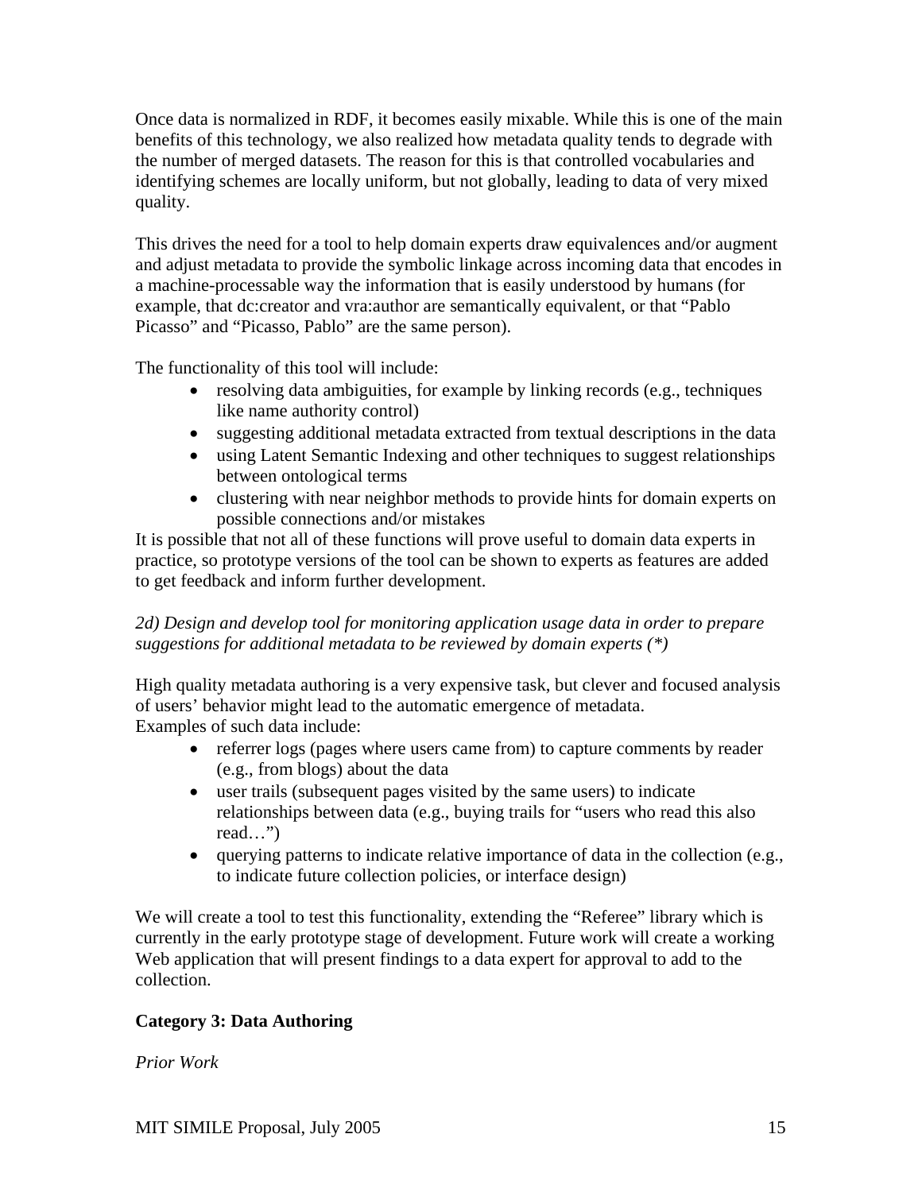Once data is normalized in RDF, it becomes easily mixable. While this is one of the main benefits of this technology, we also realized how metadata quality tends to degrade with the number of merged datasets. The reason for this is that controlled vocabularies and identifying schemes are locally uniform, but not globally, leading to data of very mixed quality.

This drives the need for a tool to help domain experts draw equivalences and/or augment and adjust metadata to provide the symbolic linkage across incoming data that encodes in a machine-processable way the information that is easily understood by humans (for example, that dc:creator and vra:author are semantically equivalent, or that "Pablo Picasso" and "Picasso, Pablo" are the same person).

The functionality of this tool will include:

- resolving data ambiguities, for example by linking records (e.g., techniques like name authority control)
- suggesting additional metadata extracted from textual descriptions in the data
- using Latent Semantic Indexing and other techniques to suggest relationships between ontological terms
- clustering with near neighbor methods to provide hints for domain experts on possible connections and/or mistakes

It is possible that not all of these functions will prove useful to domain data experts in practice, so prototype versions of the tool can be shown to experts as features are added to get feedback and inform further development.

*2d) Design and develop tool for monitoring application usage data in order to prepare suggestions for additional metadata to be reviewed by domain experts (*)*

High quality metadata authoring is a very expensive task, but clever and focused analysis of users' behavior might lead to the automatic emergence of metadata.
Examples of such data include:

- referrer logs (pages where users came from) to capture comments by reader (e.g., from blogs) about the data
- user trails (subsequent pages visited by the same users) to indicate relationships between data (e.g., buying trails for "users who read this also read…")
- querying patterns to indicate relative importance of data in the collection (e.g., to indicate future collection policies, or interface design)

We will create a tool to test this functionality, extending the "Referee" library which is currently in the early prototype stage of development. Future work will create a working Web application that will present findings to a data expert for approval to add to the collection.

**Category 3: Data Authoring**

*Prior Work*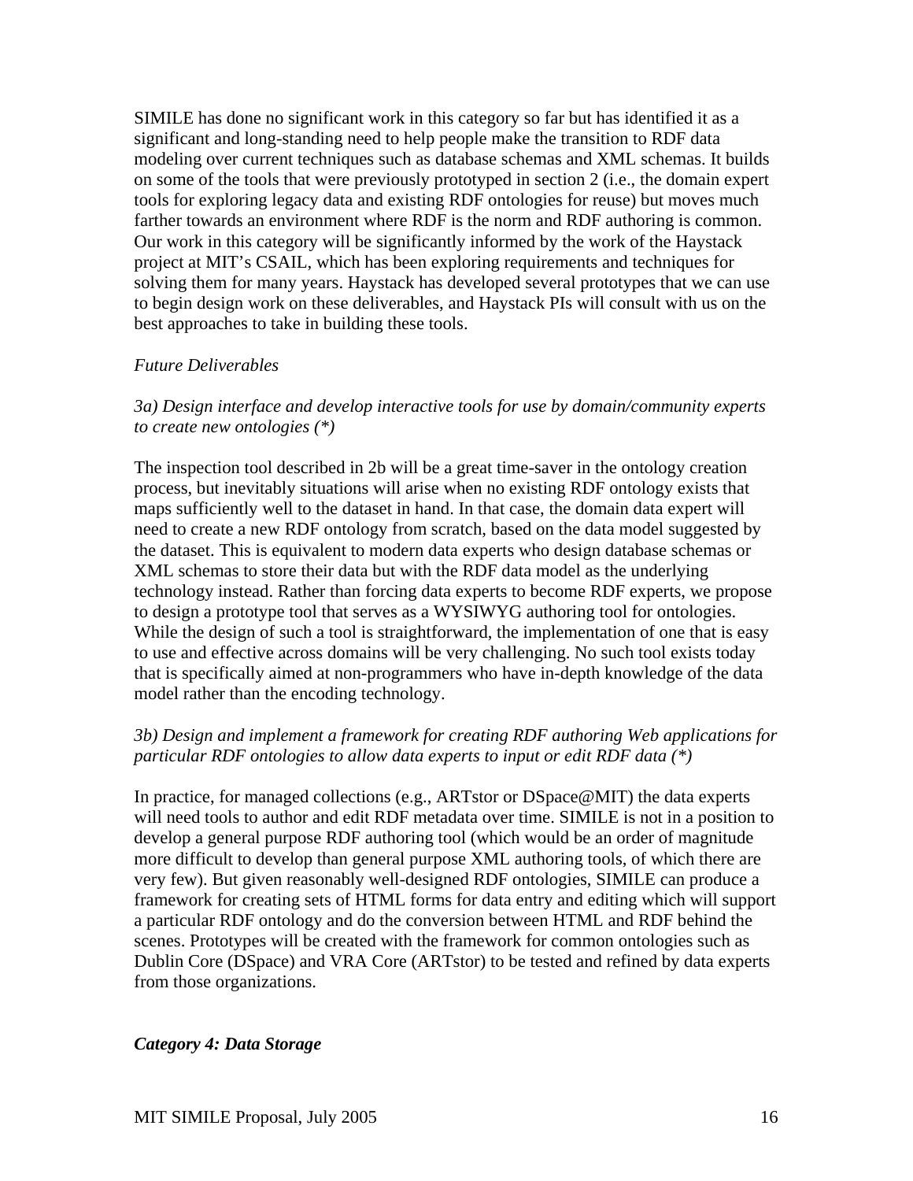SIMILE has done no significant work in this category so far but has identified it as a significant and long-standing need to help people make the transition to RDF data modeling over current techniques such as database schemas and XML schemas. It builds on some of the tools that were previously prototyped in section 2 (i.e., the domain expert tools for exploring legacy data and existing RDF ontologies for reuse) but moves much farther towards an environment where RDF is the norm and RDF authoring is common. Our work in this category will be significantly informed by the work of the Haystack project at MIT's CSAIL, which has been exploring requirements and techniques for solving them for many years. Haystack has developed several prototypes that we can use to begin design work on these deliverables, and Haystack PIs will consult with us on the best approaches to take in building these tools.

*Future Deliverables*

*3a) Design interface and develop interactive tools for use by domain/community experts to create new ontologies (*)*

The inspection tool described in 2b will be a great time-saver in the ontology creation process, but inevitably situations will arise when no existing RDF ontology exists that maps sufficiently well to the dataset in hand. In that case, the domain data expert will need to create a new RDF ontology from scratch, based on the data model suggested by the dataset. This is equivalent to modern data experts who design database schemas or XML schemas to store their data but with the RDF data model as the underlying technology instead. Rather than forcing data experts to become RDF experts, we propose to design a prototype tool that serves as a WYSIWYG authoring tool for ontologies. While the design of such a tool is straightforward, the implementation of one that is easy to use and effective across domains will be very challenging. No such tool exists today that is specifically aimed at non-programmers who have in-depth knowledge of the data model rather than the encoding technology.

*3b) Design and implement a framework for creating RDF authoring Web applications for particular RDF ontologies to allow data experts to input or edit RDF data (*)*

In practice, for managed collections (e.g., ARTstor or DSpace@MIT) the data experts will need tools to author and edit RDF metadata over time. SIMILE is not in a position to develop a general purpose RDF authoring tool (which would be an order of magnitude more difficult to develop than general purpose XML authoring tools, of which there are very few). But given reasonably well-designed RDF ontologies, SIMILE can produce a framework for creating sets of HTML forms for data entry and editing which will support a particular RDF ontology and do the conversion between HTML and RDF behind the scenes. Prototypes will be created with the framework for common ontologies such as Dublin Core (DSpace) and VRA Core (ARTstor) to be tested and refined by data experts from those organizations.

***Category 4: Data Storage***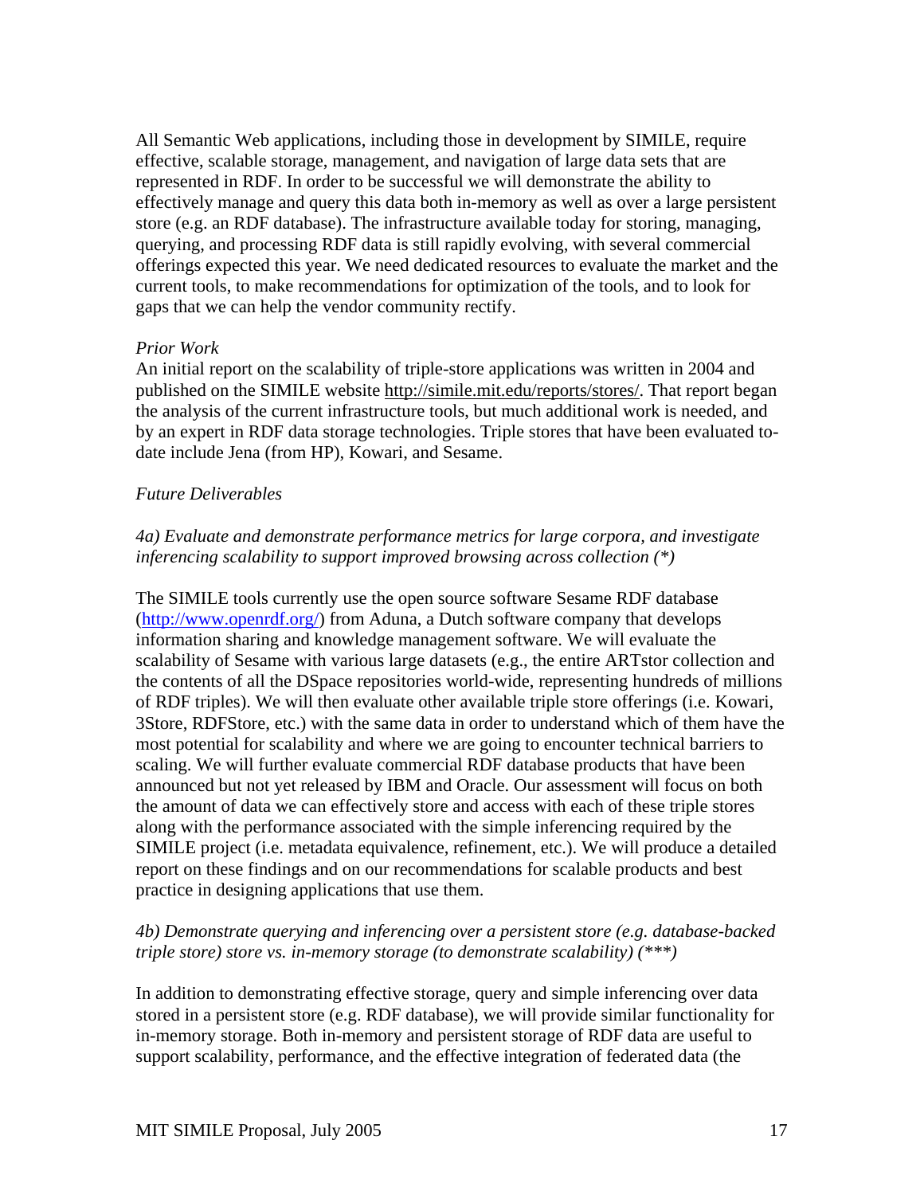All Semantic Web applications, including those in development by SIMILE, require effective, scalable storage, management, and navigation of large data sets that are represented in RDF. In order to be successful we will demonstrate the ability to effectively manage and query this data both in-memory as well as over a large persistent store (e.g. an RDF database). The infrastructure available today for storing, managing, querying, and processing RDF data is still rapidly evolving, with several commercial offerings expected this year. We need dedicated resources to evaluate the market and the current tools, to make recommendations for optimization of the tools, and to look for gaps that we can help the vendor community rectify.

*Prior Work*

An initial report on the scalability of triple-store applications was written in 2004 and published on the SIMILE website http://simile.mit.edu/reports/stores/. That report began the analysis of the current infrastructure tools, but much additional work is needed, and by an expert in RDF data storage technologies. Triple stores that have been evaluated to-date include Jena (from HP), Kowari, and Sesame.

*Future Deliverables*

*4a) Evaluate and demonstrate performance metrics for large corpora, and investigate inferencing scalability to support improved browsing across collection (*)*

The SIMILE tools currently use the open source software Sesame RDF database (http://www.openrdf.org/) from Aduna, a Dutch software company that develops information sharing and knowledge management software. We will evaluate the scalability of Sesame with various large datasets (e.g., the entire ARTstor collection and the contents of all the DSpace repositories world-wide, representing hundreds of millions of RDF triples). We will then evaluate other available triple store offerings (i.e. Kowari, 3Store, RDFStore, etc.) with the same data in order to understand which of them have the most potential for scalability and where we are going to encounter technical barriers to scaling. We will further evaluate commercial RDF database products that have been announced but not yet released by IBM and Oracle. Our assessment will focus on both the amount of data we can effectively store and access with each of these triple stores along with the performance associated with the simple inferencing required by the SIMILE project (i.e. metadata equivalence, refinement, etc.). We will produce a detailed report on these findings and on our recommendations for scalable products and best practice in designing applications that use them.

*4b) Demonstrate querying and inferencing over a persistent store (e.g. database-backed triple store) store vs. in-memory storage (to demonstrate scalability) (***)*

In addition to demonstrating effective storage, query and simple inferencing over data stored in a persistent store (e.g. RDF database), we will provide similar functionality for in-memory storage. Both in-memory and persistent storage of RDF data are useful to support scalability, performance, and the effective integration of federated data (the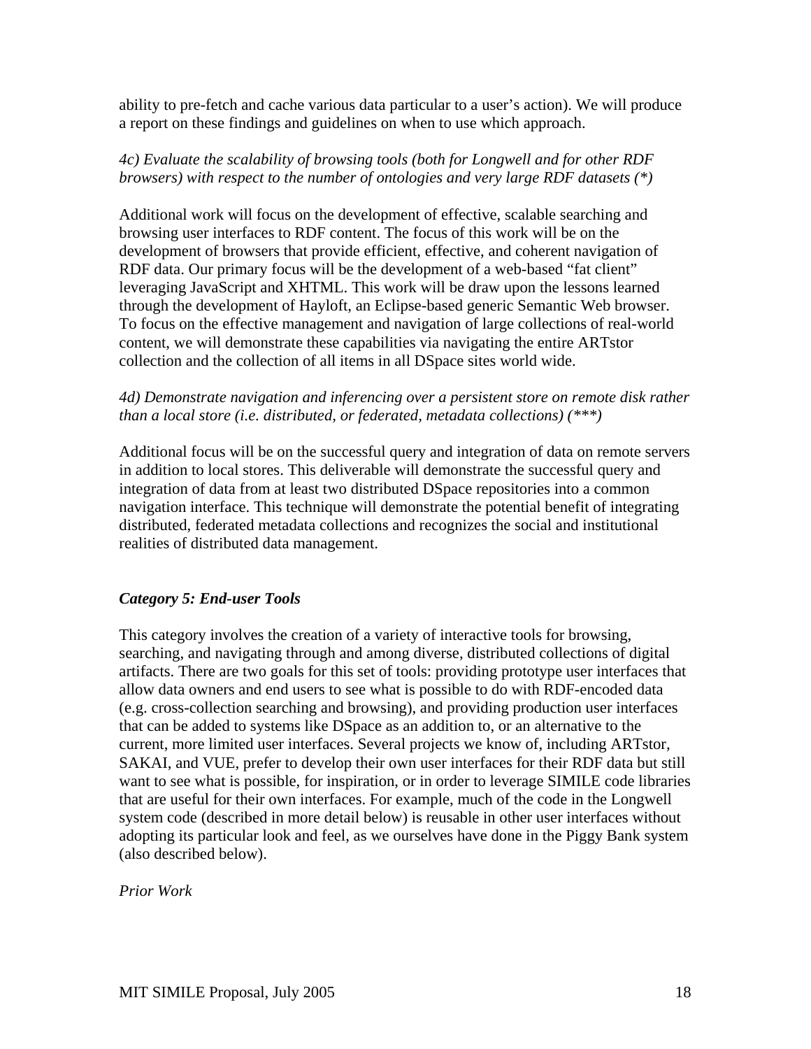ability to pre-fetch and cache various data particular to a user's action). We will produce a report on these findings and guidelines on when to use which approach.

*4c) Evaluate the scalability of browsing tools (both for Longwell and for other RDF browsers) with respect to the number of ontologies and very large RDF datasets (*)*

Additional work will focus on the development of effective, scalable searching and browsing user interfaces to RDF content. The focus of this work will be on the development of browsers that provide efficient, effective, and coherent navigation of RDF data. Our primary focus will be the development of a web-based "fat client" leveraging JavaScript and XHTML. This work will be draw upon the lessons learned through the development of Hayloft, an Eclipse-based generic Semantic Web browser. To focus on the effective management and navigation of large collections of real-world content, we will demonstrate these capabilities via navigating the entire ARTstor collection and the collection of all items in all DSpace sites world wide.

*4d) Demonstrate navigation and inferencing over a persistent store on remote disk rather than a local store (i.e. distributed, or federated, metadata collections) (***)*

Additional focus will be on the successful query and integration of data on remote servers in addition to local stores. This deliverable will demonstrate the successful query and integration of data from at least two distributed DSpace repositories into a common navigation interface. This technique will demonstrate the potential benefit of integrating distributed, federated metadata collections and recognizes the social and institutional realities of distributed data management.

***Category 5: End-user Tools***

This category involves the creation of a variety of interactive tools for browsing, searching, and navigating through and among diverse, distributed collections of digital artifacts. There are two goals for this set of tools: providing prototype user interfaces that allow data owners and end users to see what is possible to do with RDF-encoded data (e.g. cross-collection searching and browsing), and providing production user interfaces that can be added to systems like DSpace as an addition to, or an alternative to the current, more limited user interfaces. Several projects we know of, including ARTstor, SAKAI, and VUE, prefer to develop their own user interfaces for their RDF data but still want to see what is possible, for inspiration, or in order to leverage SIMILE code libraries that are useful for their own interfaces. For example, much of the code in the Longwell system code (described in more detail below) is reusable in other user interfaces without adopting its particular look and feel, as we ourselves have done in the Piggy Bank system (also described below).

*Prior Work*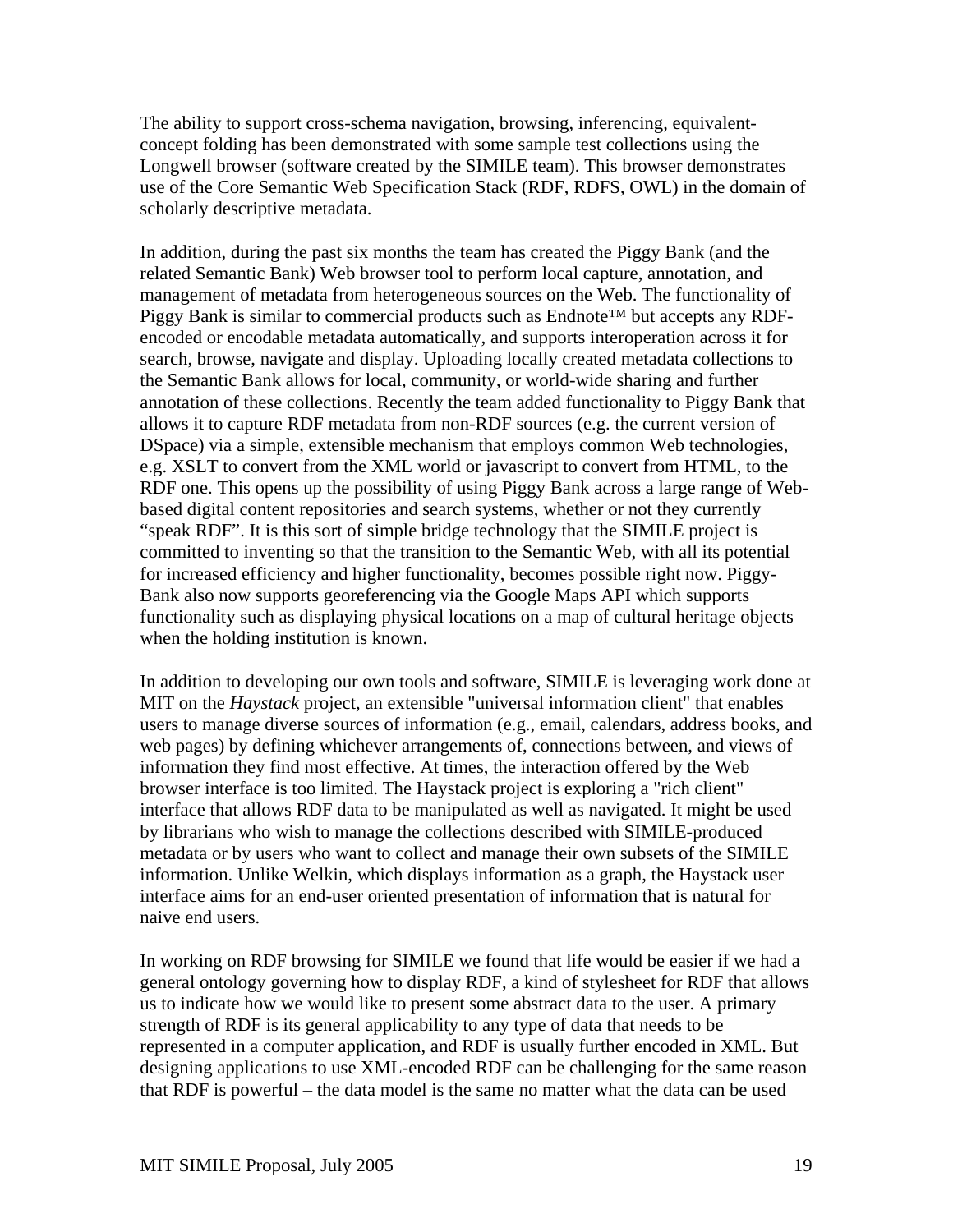The ability to support cross-schema navigation, browsing, inferencing, equivalent-concept folding has been demonstrated with some sample test collections using the Longwell browser (software created by the SIMILE team). This browser demonstrates use of the Core Semantic Web Specification Stack (RDF, RDFS, OWL) in the domain of scholarly descriptive metadata.

In addition, during the past six months the team has created the Piggy Bank (and the related Semantic Bank) Web browser tool to perform local capture, annotation, and management of metadata from heterogeneous sources on the Web. The functionality of Piggy Bank is similar to commercial products such as Endnote™ but accepts any RDF-encoded or encodable metadata automatically, and supports interoperation across it for search, browse, navigate and display. Uploading locally created metadata collections to the Semantic Bank allows for local, community, or world-wide sharing and further annotation of these collections. Recently the team added functionality to Piggy Bank that allows it to capture RDF metadata from non-RDF sources (e.g. the current version of DSpace) via a simple, extensible mechanism that employs common Web technologies, e.g. XSLT to convert from the XML world or javascript to convert from HTML, to the RDF one. This opens up the possibility of using Piggy Bank across a large range of Web-based digital content repositories and search systems, whether or not they currently "speak RDF". It is this sort of simple bridge technology that the SIMILE project is committed to inventing so that the transition to the Semantic Web, with all its potential for increased efficiency and higher functionality, becomes possible right now. Piggy-Bank also now supports georeferencing via the Google Maps API which supports functionality such as displaying physical locations on a map of cultural heritage objects when the holding institution is known.

In addition to developing our own tools and software, SIMILE is leveraging work done at MIT on the *Haystack* project, an extensible "universal information client" that enables users to manage diverse sources of information (e.g., email, calendars, address books, and web pages) by defining whichever arrangements of, connections between, and views of information they find most effective. At times, the interaction offered by the Web browser interface is too limited. The Haystack project is exploring a "rich client" interface that allows RDF data to be manipulated as well as navigated. It might be used by librarians who wish to manage the collections described with SIMILE-produced metadata or by users who want to collect and manage their own subsets of the SIMILE information. Unlike Welkin, which displays information as a graph, the Haystack user interface aims for an end-user oriented presentation of information that is natural for naive end users.

In working on RDF browsing for SIMILE we found that life would be easier if we had a general ontology governing how to display RDF, a kind of stylesheet for RDF that allows us to indicate how we would like to present some abstract data to the user. A primary strength of RDF is its general applicability to any type of data that needs to be represented in a computer application, and RDF is usually further encoded in XML. But designing applications to use XML-encoded RDF can be challenging for the same reason that RDF is powerful – the data model is the same no matter what the data can be used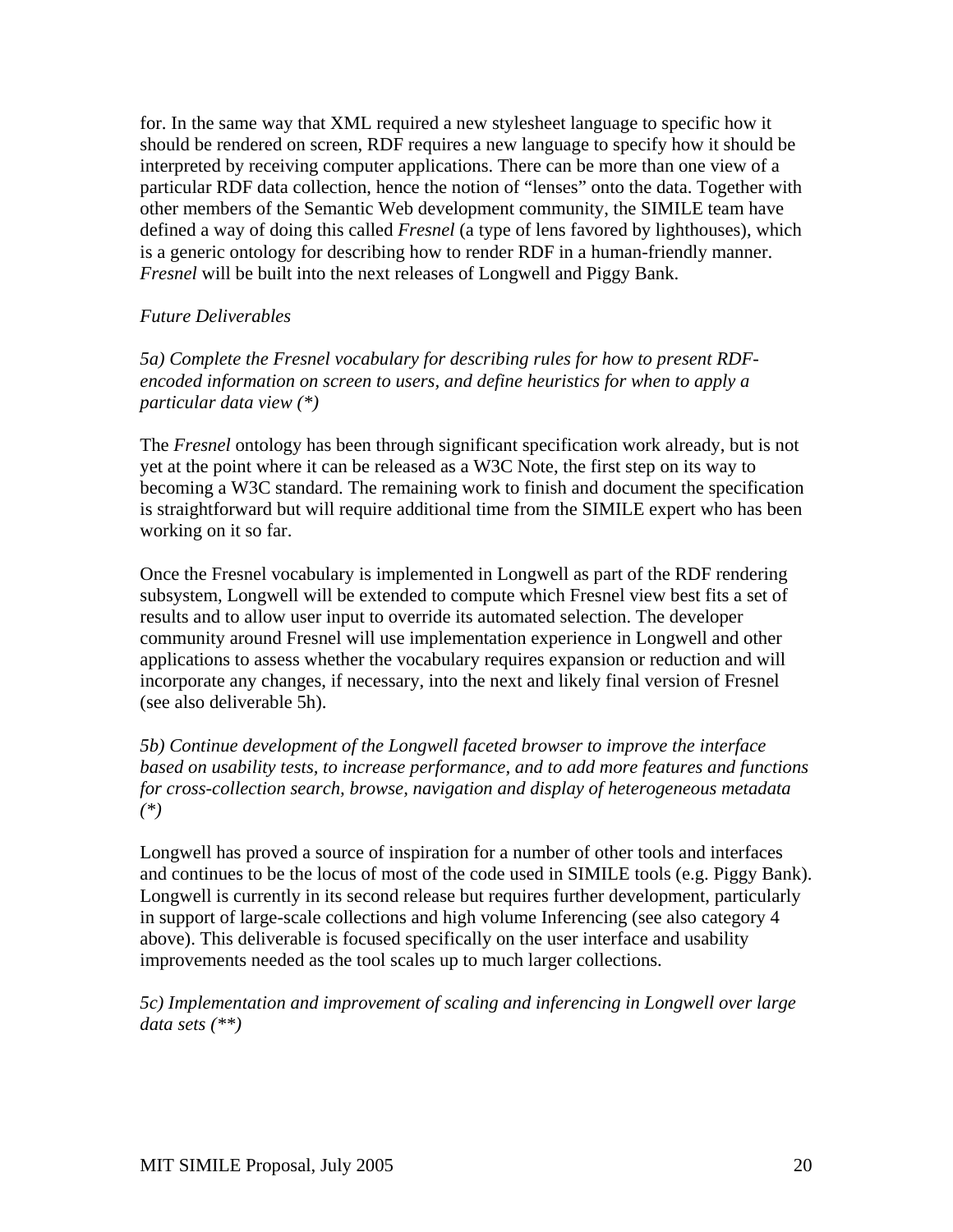for. In the same way that XML required a new stylesheet language to specific how it should be rendered on screen, RDF requires a new language to specify how it should be interpreted by receiving computer applications. There can be more than one view of a particular RDF data collection, hence the notion of "lenses" onto the data. Together with other members of the Semantic Web development community, the SIMILE team have defined a way of doing this called *Fresnel* (a type of lens favored by lighthouses), which is a generic ontology for describing how to render RDF in a human-friendly manner. *Fresnel* will be built into the next releases of Longwell and Piggy Bank.

*Future Deliverables*

*5a) Complete the Fresnel vocabulary for describing rules for how to present RDF-encoded information on screen to users, and define heuristics for when to apply a particular data view (*)*

The *Fresnel* ontology has been through significant specification work already, but is not yet at the point where it can be released as a W3C Note, the first step on its way to becoming a W3C standard. The remaining work to finish and document the specification is straightforward but will require additional time from the SIMILE expert who has been working on it so far.

Once the Fresnel vocabulary is implemented in Longwell as part of the RDF rendering subsystem, Longwell will be extended to compute which Fresnel view best fits a set of results and to allow user input to override its automated selection. The developer community around Fresnel will use implementation experience in Longwell and other applications to assess whether the vocabulary requires expansion or reduction and will incorporate any changes, if necessary, into the next and likely final version of Fresnel (see also deliverable 5h).

*5b) Continue development of the Longwell faceted browser to improve the interface based on usability tests, to increase performance, and to add more features and functions for cross-collection search, browse, navigation and display of heterogeneous metadata (*)*

Longwell has proved a source of inspiration for a number of other tools and interfaces and continues to be the locus of most of the code used in SIMILE tools (e.g. Piggy Bank). Longwell is currently in its second release but requires further development, particularly in support of large-scale collections and high volume Inferencing (see also category 4 above). This deliverable is focused specifically on the user interface and usability improvements needed as the tool scales up to much larger collections.

*5c) Implementation and improvement of scaling and inferencing in Longwell over large data sets (**)*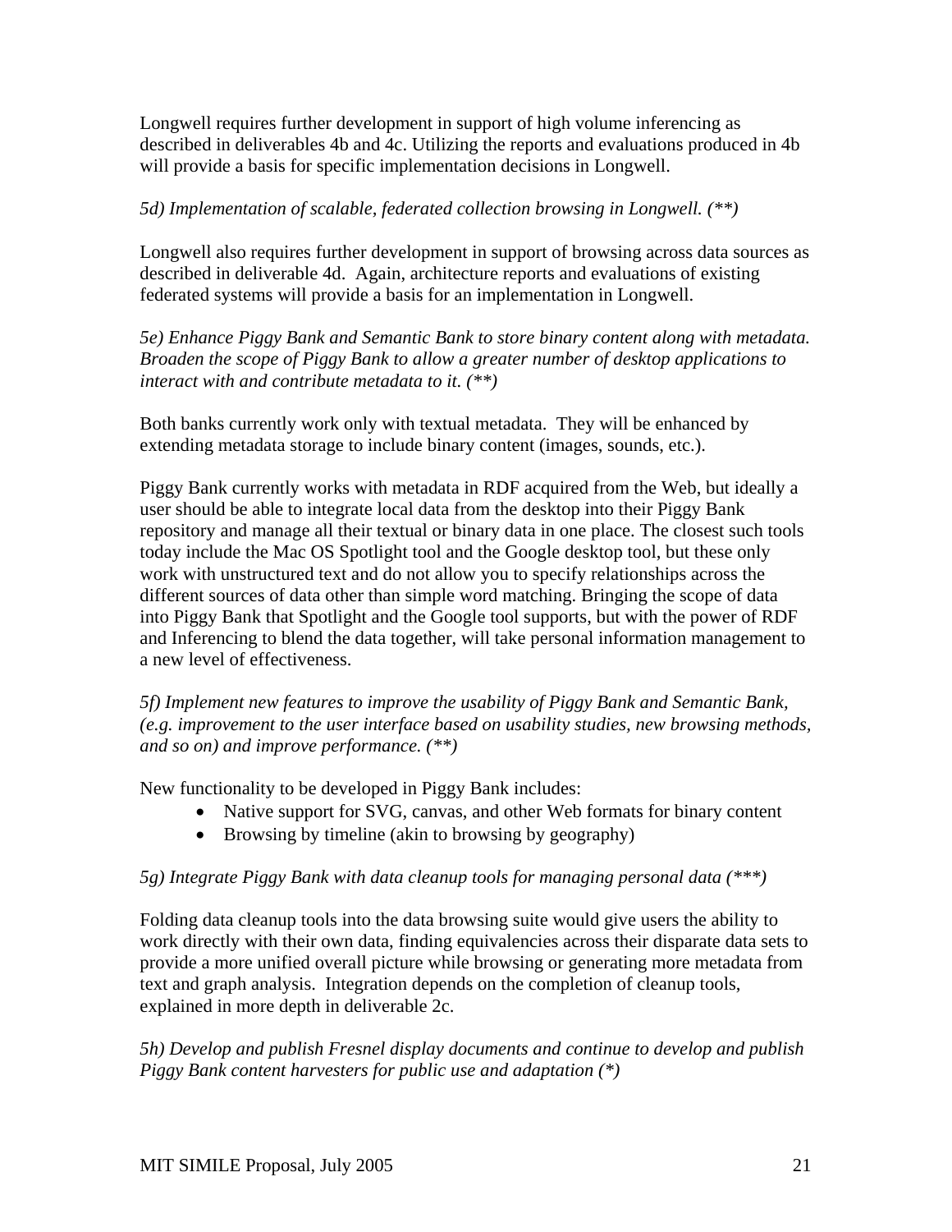Longwell requires further development in support of high volume inferencing as described in deliverables 4b and 4c. Utilizing the reports and evaluations produced in 4b will provide a basis for specific implementation decisions in Longwell.

*5d) Implementation of scalable, federated collection browsing in Longwell. (**)*

Longwell also requires further development in support of browsing across data sources as described in deliverable 4d. Again, architecture reports and evaluations of existing federated systems will provide a basis for an implementation in Longwell.

*5e) Enhance Piggy Bank and Semantic Bank to store binary content along with metadata. Broaden the scope of Piggy Bank to allow a greater number of desktop applications to interact with and contribute metadata to it. (**)*

Both banks currently work only with textual metadata. They will be enhanced by extending metadata storage to include binary content (images, sounds, etc.).

Piggy Bank currently works with metadata in RDF acquired from the Web, but ideally a user should be able to integrate local data from the desktop into their Piggy Bank repository and manage all their textual or binary data in one place. The closest such tools today include the Mac OS Spotlight tool and the Google desktop tool, but these only work with unstructured text and do not allow you to specify relationships across the different sources of data other than simple word matching. Bringing the scope of data into Piggy Bank that Spotlight and the Google tool supports, but with the power of RDF and Inferencing to blend the data together, will take personal information management to a new level of effectiveness.

*5f) Implement new features to improve the usability of Piggy Bank and Semantic Bank, (e.g. improvement to the user interface based on usability studies, new browsing methods, and so on) and improve performance. (**)*

New functionality to be developed in Piggy Bank includes:

- Native support for SVG, canvas, and other Web formats for binary content
- Browsing by timeline (akin to browsing by geography)

*5g) Integrate Piggy Bank with data cleanup tools for managing personal data (***)*

Folding data cleanup tools into the data browsing suite would give users the ability to work directly with their own data, finding equivalencies across their disparate data sets to provide a more unified overall picture while browsing or generating more metadata from text and graph analysis. Integration depends on the completion of cleanup tools, explained in more depth in deliverable 2c.

*5h) Develop and publish Fresnel display documents and continue to develop and publish Piggy Bank content harvesters for public use and adaptation (*)*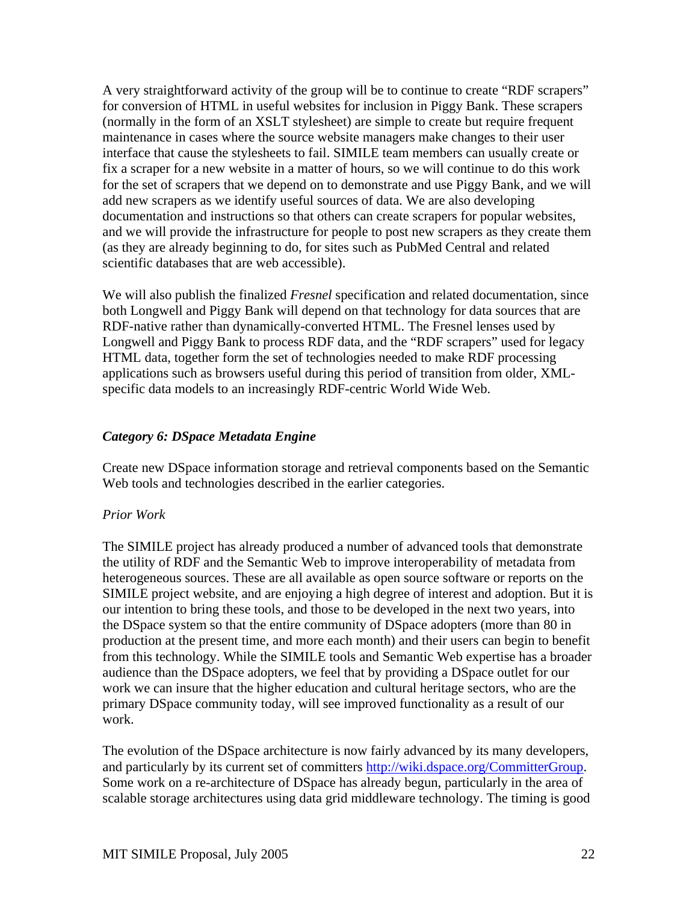A very straightforward activity of the group will be to continue to create "RDF scrapers" for conversion of HTML in useful websites for inclusion in Piggy Bank. These scrapers (normally in the form of an XSLT stylesheet) are simple to create but require frequent maintenance in cases where the source website managers make changes to their user interface that cause the stylesheets to fail. SIMILE team members can usually create or fix a scraper for a new website in a matter of hours, so we will continue to do this work for the set of scrapers that we depend on to demonstrate and use Piggy Bank, and we will add new scrapers as we identify useful sources of data. We are also developing documentation and instructions so that others can create scrapers for popular websites, and we will provide the infrastructure for people to post new scrapers as they create them (as they are already beginning to do, for sites such as PubMed Central and related scientific databases that are web accessible).

We will also publish the finalized *Fresnel* specification and related documentation, since both Longwell and Piggy Bank will depend on that technology for data sources that are RDF-native rather than dynamically-converted HTML. The Fresnel lenses used by Longwell and Piggy Bank to process RDF data, and the "RDF scrapers" used for legacy HTML data, together form the set of technologies needed to make RDF processing applications such as browsers useful during this period of transition from older, XML-specific data models to an increasingly RDF-centric World Wide Web.

### *Category 6: DSpace Metadata Engine*

Create new DSpace information storage and retrieval components based on the Semantic Web tools and technologies described in the earlier categories.

*Prior Work*

The SIMILE project has already produced a number of advanced tools that demonstrate the utility of RDF and the Semantic Web to improve interoperability of metadata from heterogeneous sources. These are all available as open source software or reports on the SIMILE project website, and are enjoying a high degree of interest and adoption. But it is our intention to bring these tools, and those to be developed in the next two years, into the DSpace system so that the entire community of DSpace adopters (more than 80 in production at the present time, and more each month) and their users can begin to benefit from this technology. While the SIMILE tools and Semantic Web expertise has a broader audience than the DSpace adopters, we feel that by providing a DSpace outlet for our work we can insure that the higher education and cultural heritage sectors, who are the primary DSpace community today, will see improved functionality as a result of our work.

The evolution of the DSpace architecture is now fairly advanced by its many developers, and particularly by its current set of committers http://wiki.dspace.org/CommitterGroup. Some work on a re-architecture of DSpace has already begun, particularly in the area of scalable storage architectures using data grid middleware technology. The timing is good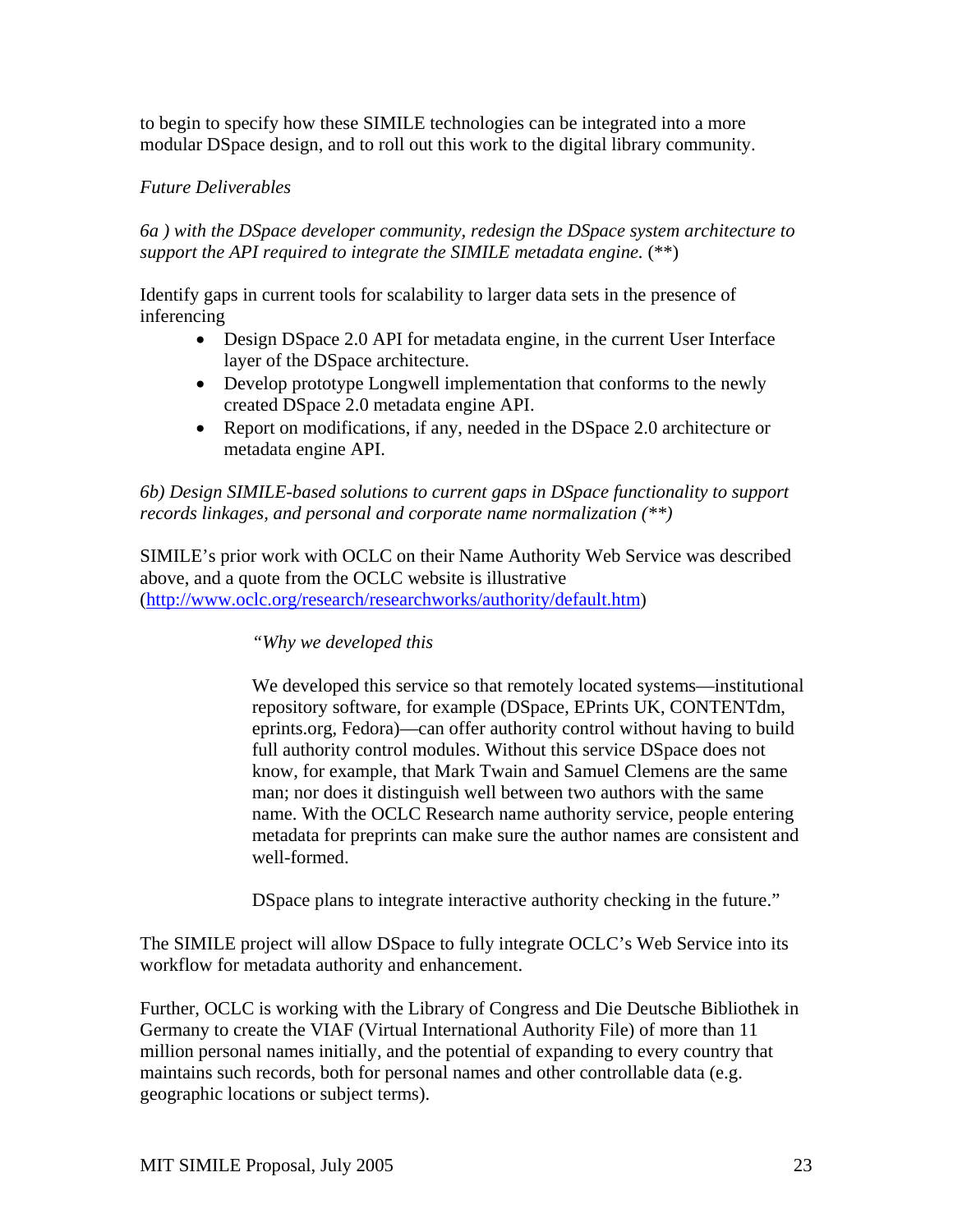to begin to specify how these SIMILE technologies can be integrated into a more modular DSpace design, and to roll out this work to the digital library community.

*Future Deliverables*

*6a ) with the DSpace developer community, redesign the DSpace system architecture to support the API required to integrate the SIMILE metadata engine.* (**)

Identify gaps in current tools for scalability to larger data sets in the presence of inferencing

- Design DSpace 2.0 API for metadata engine, in the current User Interface layer of the DSpace architecture.
- Develop prototype Longwell implementation that conforms to the newly created DSpace 2.0 metadata engine API.
- Report on modifications, if any, needed in the DSpace 2.0 architecture or metadata engine API.

*6b) Design SIMILE-based solutions to current gaps in DSpace functionality to support records linkages, and personal and corporate name normalization (**)*

SIMILE's prior work with OCLC on their Name Authority Web Service was described above, and a quote from the OCLC website is illustrative (http://www.oclc.org/research/researchworks/authority/default.htm)

> *"Why we developed this*
>
> We developed this service so that remotely located systems—institutional repository software, for example (DSpace, EPrints UK, CONTENTdm, eprints.org, Fedora)—can offer authority control without having to build full authority control modules. Without this service DSpace does not know, for example, that Mark Twain and Samuel Clemens are the same man; nor does it distinguish well between two authors with the same name. With the OCLC Research name authority service, people entering metadata for preprints can make sure the author names are consistent and well-formed.
>
> DSpace plans to integrate interactive authority checking in the future."

The SIMILE project will allow DSpace to fully integrate OCLC's Web Service into its workflow for metadata authority and enhancement.

Further, OCLC is working with the Library of Congress and Die Deutsche Bibliothek in Germany to create the VIAF (Virtual International Authority File) of more than 11 million personal names initially, and the potential of expanding to every country that maintains such records, both for personal names and other controllable data (e.g. geographic locations or subject terms).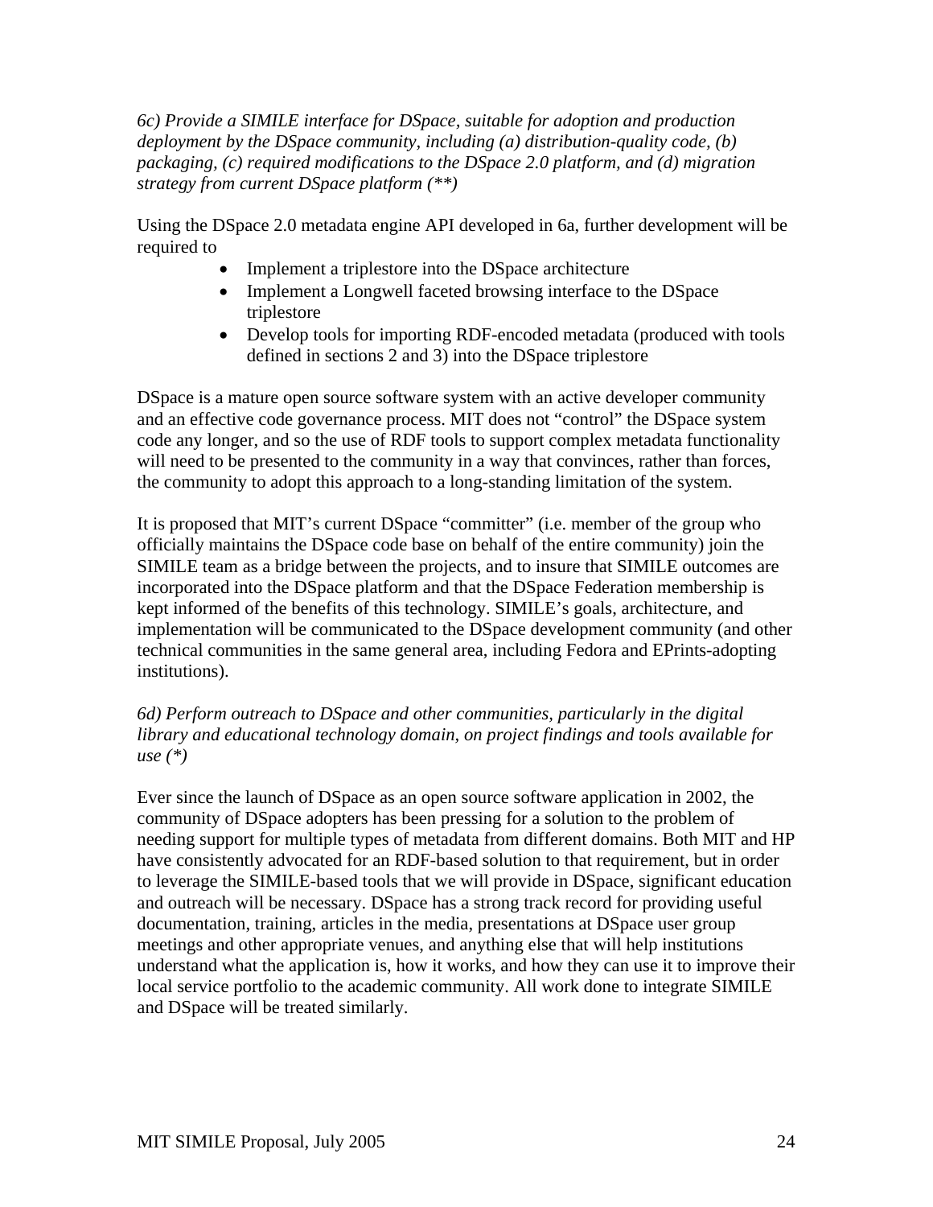*6c) Provide a SIMILE interface for DSpace, suitable for adoption and production deployment by the DSpace community, including (a) distribution-quality code, (b) packaging, (c) required modifications to the DSpace 2.0 platform, and (d) migration strategy from current DSpace platform (**)*

Using the DSpace 2.0 metadata engine API developed in 6a, further development will be required to

- Implement a triplestore into the DSpace architecture
- Implement a Longwell faceted browsing interface to the DSpace triplestore
- Develop tools for importing RDF-encoded metadata (produced with tools defined in sections 2 and 3) into the DSpace triplestore

DSpace is a mature open source software system with an active developer community and an effective code governance process. MIT does not "control" the DSpace system code any longer, and so the use of RDF tools to support complex metadata functionality will need to be presented to the community in a way that convinces, rather than forces, the community to adopt this approach to a long-standing limitation of the system.

It is proposed that MIT's current DSpace "committer" (i.e. member of the group who officially maintains the DSpace code base on behalf of the entire community) join the SIMILE team as a bridge between the projects, and to insure that SIMILE outcomes are incorporated into the DSpace platform and that the DSpace Federation membership is kept informed of the benefits of this technology. SIMILE's goals, architecture, and implementation will be communicated to the DSpace development community (and other technical communities in the same general area, including Fedora and EPrints-adopting institutions).

*6d) Perform outreach to DSpace and other communities, particularly in the digital library and educational technology domain, on project findings and tools available for use (*)*

Ever since the launch of DSpace as an open source software application in 2002, the community of DSpace adopters has been pressing for a solution to the problem of needing support for multiple types of metadata from different domains. Both MIT and HP have consistently advocated for an RDF-based solution to that requirement, but in order to leverage the SIMILE-based tools that we will provide in DSpace, significant education and outreach will be necessary. DSpace has a strong track record for providing useful documentation, training, articles in the media, presentations at DSpace user group meetings and other appropriate venues, and anything else that will help institutions understand what the application is, how it works, and how they can use it to improve their local service portfolio to the academic community. All work done to integrate SIMILE and DSpace will be treated similarly.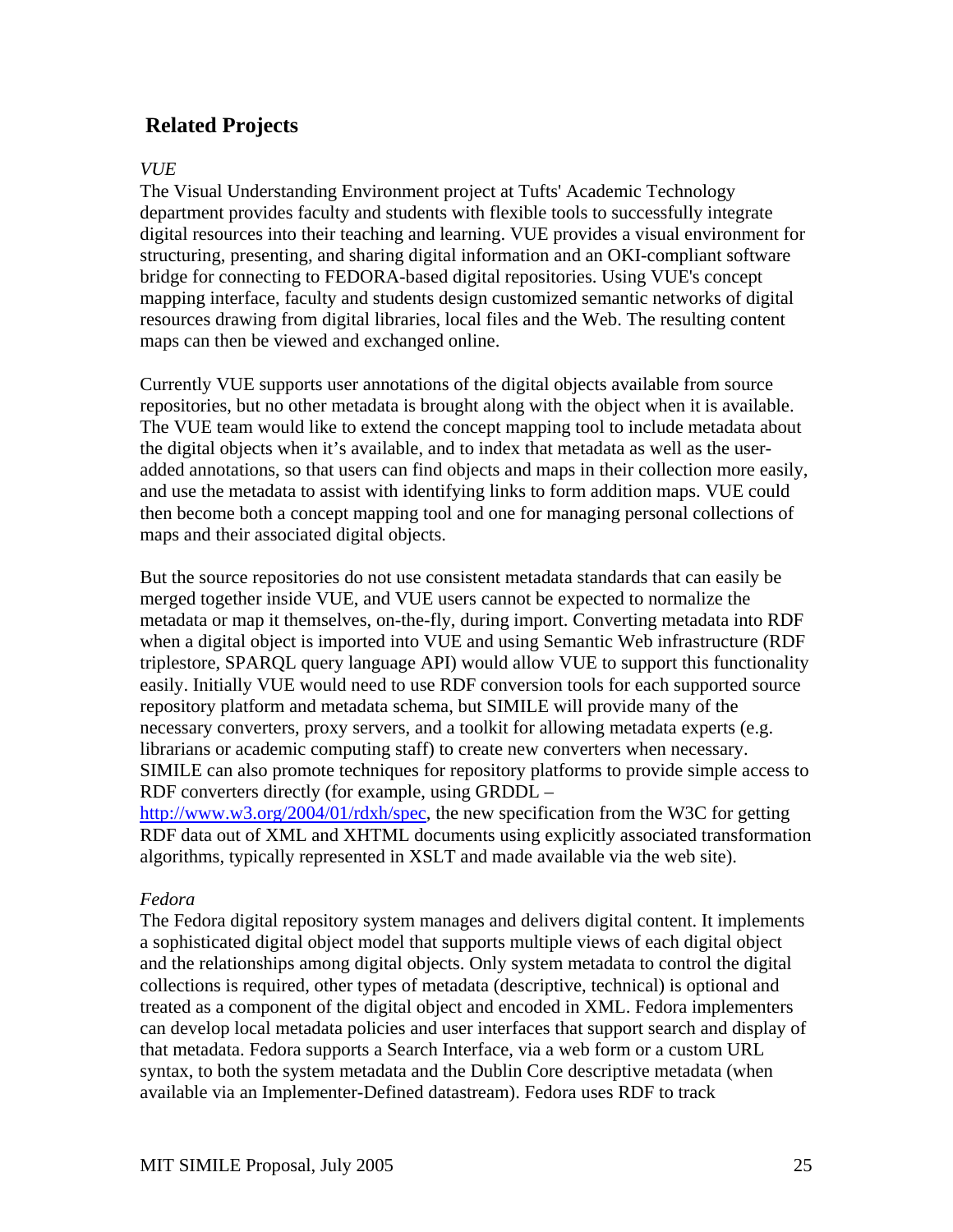## Related Projects

*VUE*

The Visual Understanding Environment project at Tufts' Academic Technology department provides faculty and students with flexible tools to successfully integrate digital resources into their teaching and learning. VUE provides a visual environment for structuring, presenting, and sharing digital information and an OKI-compliant software bridge for connecting to FEDORA-based digital repositories. Using VUE's concept mapping interface, faculty and students design customized semantic networks of digital resources drawing from digital libraries, local files and the Web. The resulting content maps can then be viewed and exchanged online.

Currently VUE supports user annotations of the digital objects available from source repositories, but no other metadata is brought along with the object when it is available. The VUE team would like to extend the concept mapping tool to include metadata about the digital objects when it's available, and to index that metadata as well as the user-added annotations, so that users can find objects and maps in their collection more easily, and use the metadata to assist with identifying links to form addition maps. VUE could then become both a concept mapping tool and one for managing personal collections of maps and their associated digital objects.

But the source repositories do not use consistent metadata standards that can easily be merged together inside VUE, and VUE users cannot be expected to normalize the metadata or map it themselves, on-the-fly, during import. Converting metadata into RDF when a digital object is imported into VUE and using Semantic Web infrastructure (RDF triplestore, SPARQL query language API) would allow VUE to support this functionality easily. Initially VUE would need to use RDF conversion tools for each supported source repository platform and metadata schema, but SIMILE will provide many of the necessary converters, proxy servers, and a toolkit for allowing metadata experts (e.g. librarians or academic computing staff) to create new converters when necessary. SIMILE can also promote techniques for repository platforms to provide simple access to RDF converters directly (for example, using GRDDL – http://www.w3.org/2004/01/rdxh/spec, the new specification from the W3C for getting RDF data out of XML and XHTML documents using explicitly associated transformation algorithms, typically represented in XSLT and made available via the web site).

*Fedora*

The Fedora digital repository system manages and delivers digital content. It implements a sophisticated digital object model that supports multiple views of each digital object and the relationships among digital objects. Only system metadata to control the digital collections is required, other types of metadata (descriptive, technical) is optional and treated as a component of the digital object and encoded in XML. Fedora implementers can develop local metadata policies and user interfaces that support search and display of that metadata. Fedora supports a Search Interface, via a web form or a custom URL syntax, to both the system metadata and the Dublin Core descriptive metadata (when available via an Implementer-Defined datastream). Fedora uses RDF to track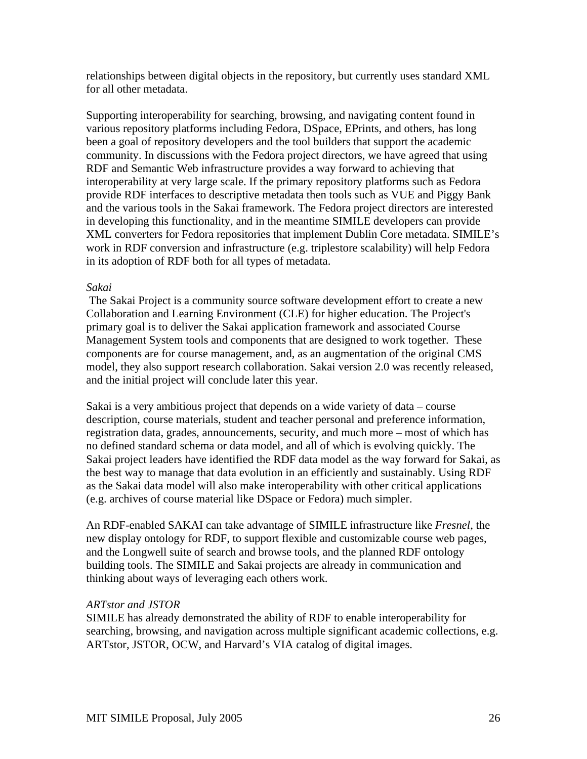relationships between digital objects in the repository, but currently uses standard XML for all other metadata.

Supporting interoperability for searching, browsing, and navigating content found in various repository platforms including Fedora, DSpace, EPrints, and others, has long been a goal of repository developers and the tool builders that support the academic community. In discussions with the Fedora project directors, we have agreed that using RDF and Semantic Web infrastructure provides a way forward to achieving that interoperability at very large scale. If the primary repository platforms such as Fedora provide RDF interfaces to descriptive metadata then tools such as VUE and Piggy Bank and the various tools in the Sakai framework. The Fedora project directors are interested in developing this functionality, and in the meantime SIMILE developers can provide XML converters for Fedora repositories that implement Dublin Core metadata. SIMILE's work in RDF conversion and infrastructure (e.g. triplestore scalability) will help Fedora in its adoption of RDF both for all types of metadata.

*Sakai*

The Sakai Project is a community source software development effort to create a new Collaboration and Learning Environment (CLE) for higher education. The Project's primary goal is to deliver the Sakai application framework and associated Course Management System tools and components that are designed to work together. These components are for course management, and, as an augmentation of the original CMS model, they also support research collaboration. Sakai version 2.0 was recently released, and the initial project will conclude later this year.

Sakai is a very ambitious project that depends on a wide variety of data – course description, course materials, student and teacher personal and preference information, registration data, grades, announcements, security, and much more – most of which has no defined standard schema or data model, and all of which is evolving quickly. The Sakai project leaders have identified the RDF data model as the way forward for Sakai, as the best way to manage that data evolution in an efficiently and sustainably. Using RDF as the Sakai data model will also make interoperability with other critical applications (e.g. archives of course material like DSpace or Fedora) much simpler.

An RDF-enabled SAKAI can take advantage of SIMILE infrastructure like *Fresnel*, the new display ontology for RDF, to support flexible and customizable course web pages, and the Longwell suite of search and browse tools, and the planned RDF ontology building tools. The SIMILE and Sakai projects are already in communication and thinking about ways of leveraging each others work.

*ARTstor and JSTOR*

SIMILE has already demonstrated the ability of RDF to enable interoperability for searching, browsing, and navigation across multiple significant academic collections, e.g. ARTstor, JSTOR, OCW, and Harvard's VIA catalog of digital images.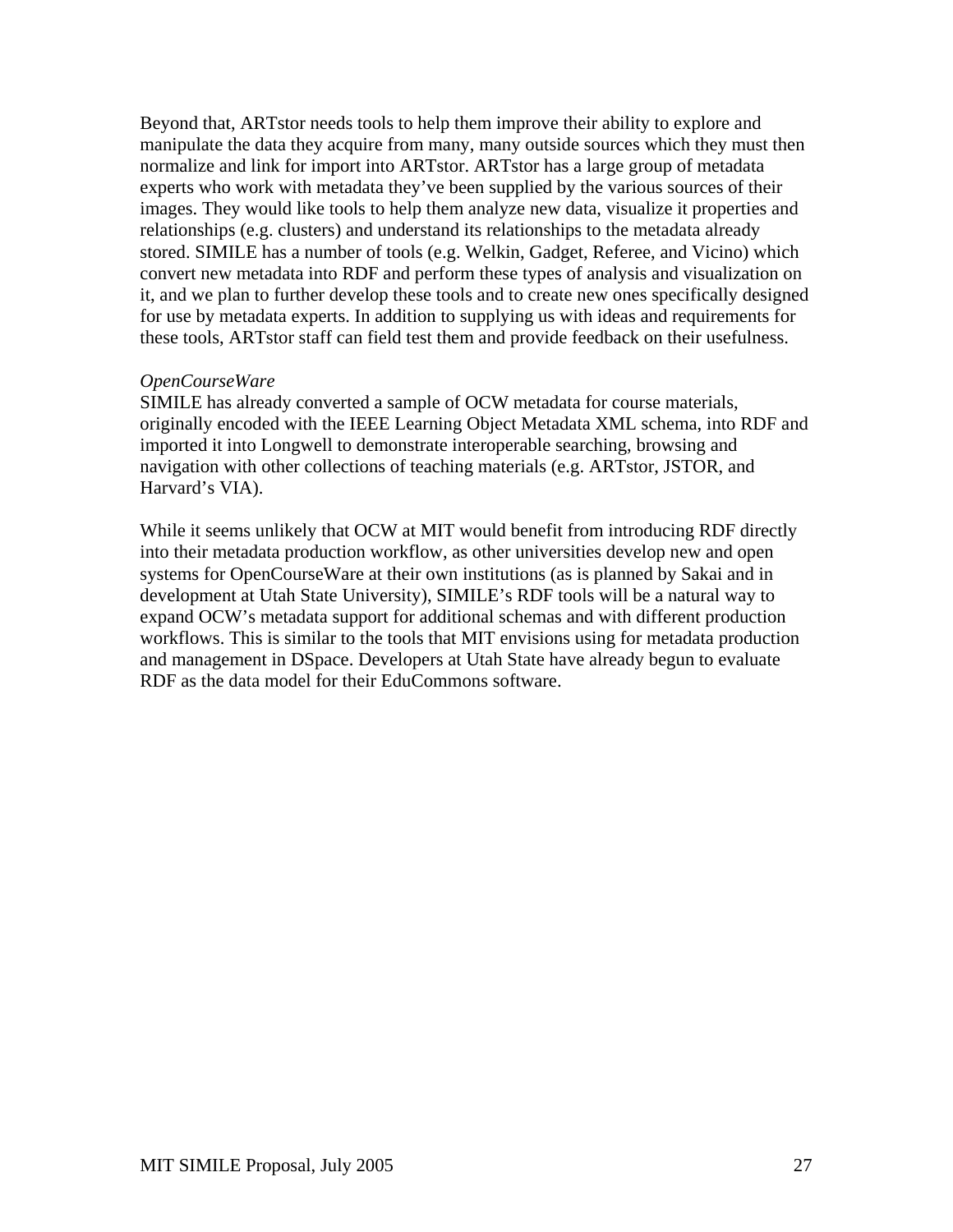Beyond that, ARTstor needs tools to help them improve their ability to explore and manipulate the data they acquire from many, many outside sources which they must then normalize and link for import into ARTstor. ARTstor has a large group of metadata experts who work with metadata they've been supplied by the various sources of their images. They would like tools to help them analyze new data, visualize it properties and relationships (e.g. clusters) and understand its relationships to the metadata already stored. SIMILE has a number of tools (e.g. Welkin, Gadget, Referee, and Vicino) which convert new metadata into RDF and perform these types of analysis and visualization on it, and we plan to further develop these tools and to create new ones specifically designed for use by metadata experts. In addition to supplying us with ideas and requirements for these tools, ARTstor staff can field test them and provide feedback on their usefulness.

*OpenCourseWare*

SIMILE has already converted a sample of OCW metadata for course materials, originally encoded with the IEEE Learning Object Metadata XML schema, into RDF and imported it into Longwell to demonstrate interoperable searching, browsing and navigation with other collections of teaching materials (e.g. ARTstor, JSTOR, and Harvard's VIA).

While it seems unlikely that OCW at MIT would benefit from introducing RDF directly into their metadata production workflow, as other universities develop new and open systems for OpenCourseWare at their own institutions (as is planned by Sakai and in development at Utah State University), SIMILE's RDF tools will be a natural way to expand OCW's metadata support for additional schemas and with different production workflows. This is similar to the tools that MIT envisions using for metadata production and management in DSpace. Developers at Utah State have already begun to evaluate RDF as the data model for their EduCommons software.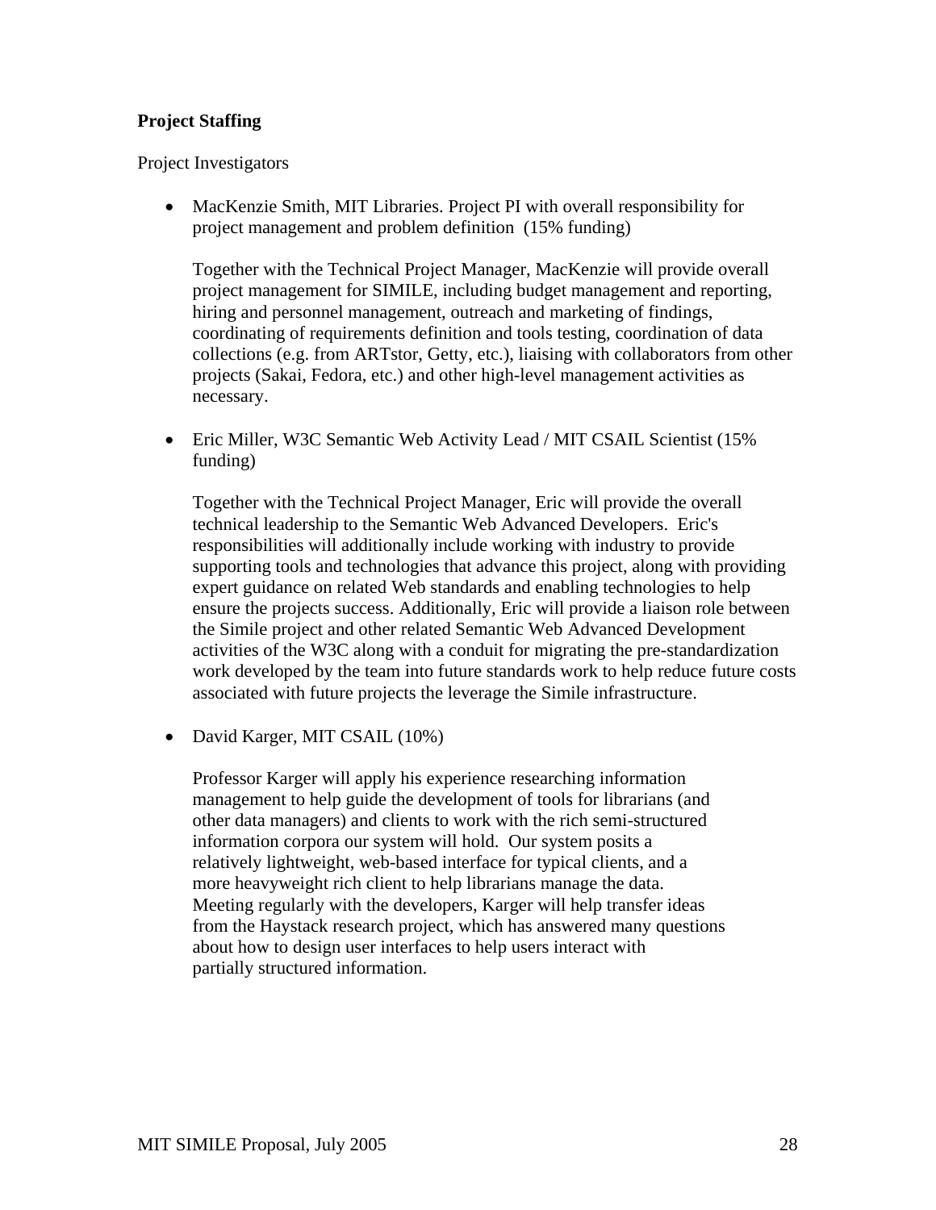**Project Staffing**

Project Investigators

- MacKenzie Smith, MIT Libraries. Project PI with overall responsibility for project management and problem definition (15% funding)

  Together with the Technical Project Manager, MacKenzie will provide overall project management for SIMILE, including budget management and reporting, hiring and personnel management, outreach and marketing of findings, coordinating of requirements definition and tools testing, coordination of data collections (e.g. from ARTstor, Getty, etc.), liaising with collaborators from other projects (Sakai, Fedora, etc.) and other high-level management activities as necessary.

- Eric Miller, W3C Semantic Web Activity Lead / MIT CSAIL Scientist (15% funding)

  Together with the Technical Project Manager, Eric will provide the overall technical leadership to the Semantic Web Advanced Developers. Eric's responsibilities will additionally include working with industry to provide supporting tools and technologies that advance this project, along with providing expert guidance on related Web standards and enabling technologies to help ensure the projects success. Additionally, Eric will provide a liaison role between the Simile project and other related Semantic Web Advanced Development activities of the W3C along with a conduit for migrating the pre-standardization work developed by the team into future standards work to help reduce future costs associated with future projects the leverage the Simile infrastructure.

- David Karger, MIT CSAIL (10%)

  Professor Karger will apply his experience researching information management to help guide the development of tools for librarians (and other data managers) and clients to work with the rich semi-structured information corpora our system will hold. Our system posits a relatively lightweight, web-based interface for typical clients, and a more heavyweight rich client to help librarians manage the data. Meeting regularly with the developers, Karger will help transfer ideas from the Haystack research project, which has answered many questions about how to design user interfaces to help users interact with partially structured information.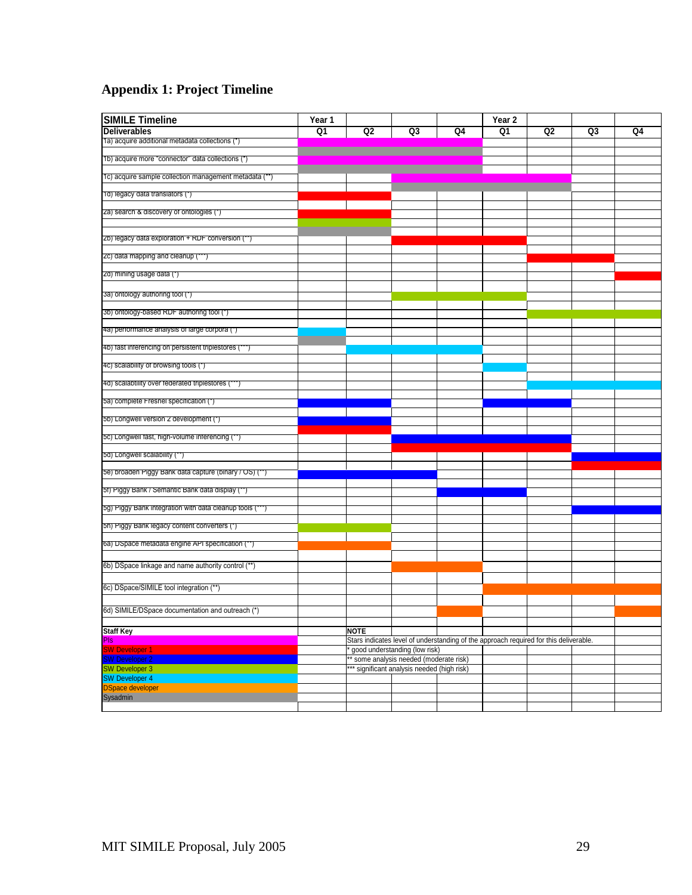# Appendix 1: Project Timeline

| SIMILE Timeline | Year 1 | | | | Year 2 | | | |
|---|---|---|---|---|---|---|---|---|
| **Deliverables** | **Q1** | **Q2** | **Q3** | **Q4** | **Q1** | **Q2** | **Q3** | **Q4** |
| 1a) acquire additional metadata collections (*) | | | | | | | | |
| 1b) acquire more "connector" data collections (*) | | | | | | | | |
| 1c) acquire sample collection management metadata (**) | | | | | | | | |
| 1d) legacy data translators (*) | | | | | | | | |
| 2a) search & discovery of ontologies (*) | | | | | | | | |
| 2b) legacy data exploration + RDF conversion (**) | | | | | | | | |
| 2c) data mapping and cleanup (***) | | | | | | | | |
| 2d) mining usage data (*) | | | | | | | | |
| 3a) ontology authoring tool (*) | | | | | | | | |
| 3b) ontology-based RDF authoring tool (*) | | | | | | | | |
| 4a) performance analysis of large corpora (*) | | | | | | | | |
| 4b) fast inferencing on persistent triplestores (***) | | | | | | | | |
| 4c) scalability of browsing tools (*) | | | | | | | | |
| 4d) scalability over federated triplestores (***) | | | | | | | | |
| 5a) complete Fresnel specification (*) | | | | | | | | |
| 5b) Longwell version 2 development (*) | | | | | | | | |
| 5c) Longwell fast, high-volume inferencing (**) | | | | | | | | |
| 5d) Longwell scalability (**) | | | | | | | | |
| 5e) broaden Piggy Bank data capture (binary / OS) (**) | | | | | | | | |
| 5f) Piggy Bank / Semantic Bank data display (**) | | | | | | | | |
| 5g) Piggy Bank integration with data cleanup tools (***) | | | | | | | | |
| 5h) Piggy Bank legacy content converters (*) | | | | | | | | |
| 6a) DSpace metadata engine API specification (**) | | | | | | | | |
| 6b) DSpace linkage and name authority control (**) | | | | | | | | |
| 6c) DSpace/SIMILE tool integration (**) | | | | | | | | |
| 6d) SIMILE/DSpace documentation and outreach (*) | | | | | | | | |

**Staff Key**
- PIs
- SW Developer 1
- SW Developer 2
- SW Developer 3
- SW Developer 4
- DSpace developer
- Sysadmin

**NOTE**

Stars indicates level of understanding of the approach required for this deliverable.

\* good understanding (low risk)

\*\* some analysis needed (moderate risk)

\*\*\* significant analysis needed (high risk)